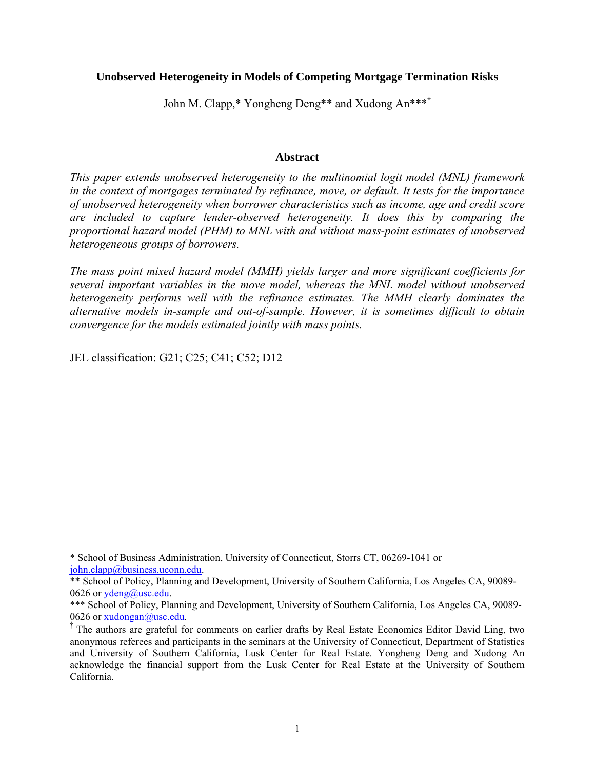# Unobserved Heterogeneity in Models of Competing Mortgage Termination Risks

John M. Clapp,* Yongheng Deng** and Xudong An***†

## Abstract

*This paper extends unobserved heterogeneity to the multinomial logit model (MNL) framework in the context of mortgages terminated by refinance, move, or default. It tests for the importance of unobserved heterogeneity when borrower characteristics such as income, age and credit score are included to capture lender-observed heterogeneity. It does this by comparing the proportional hazard model (PHM) to MNL with and without mass-point estimates of unobserved heterogeneous groups of borrowers.*

*The mass point mixed hazard model (MMH) yields larger and more significant coefficients for several important variables in the move model, whereas the MNL model without unobserved heterogeneity performs well with the refinance estimates. The MMH clearly dominates the alternative models in-sample and out-of-sample. However, it is sometimes difficult to obtain convergence for the models estimated jointly with mass points.*

JEL classification: G21; C25; C41; C52; D12

---

\* School of Business Administration, University of Connecticut, Storrs CT, 06269-1041 or john.clapp@business.uconn.edu.

\** School of Policy, Planning and Development, University of Southern California, Los Angeles CA, 90089-0626 or ydeng@usc.edu.

\*** School of Policy, Planning and Development, University of Southern California, Los Angeles CA, 90089-0626 or xudongan@usc.edu.

† The authors are grateful for comments on earlier drafts by Real Estate Economics Editor David Ling, two anonymous referees and participants in the seminars at the University of Connecticut, Department of Statistics and University of Southern California, Lusk Center for Real Estate. Yongheng Deng and Xudong An acknowledge the financial support from the Lusk Center for Real Estate at the University of Southern California.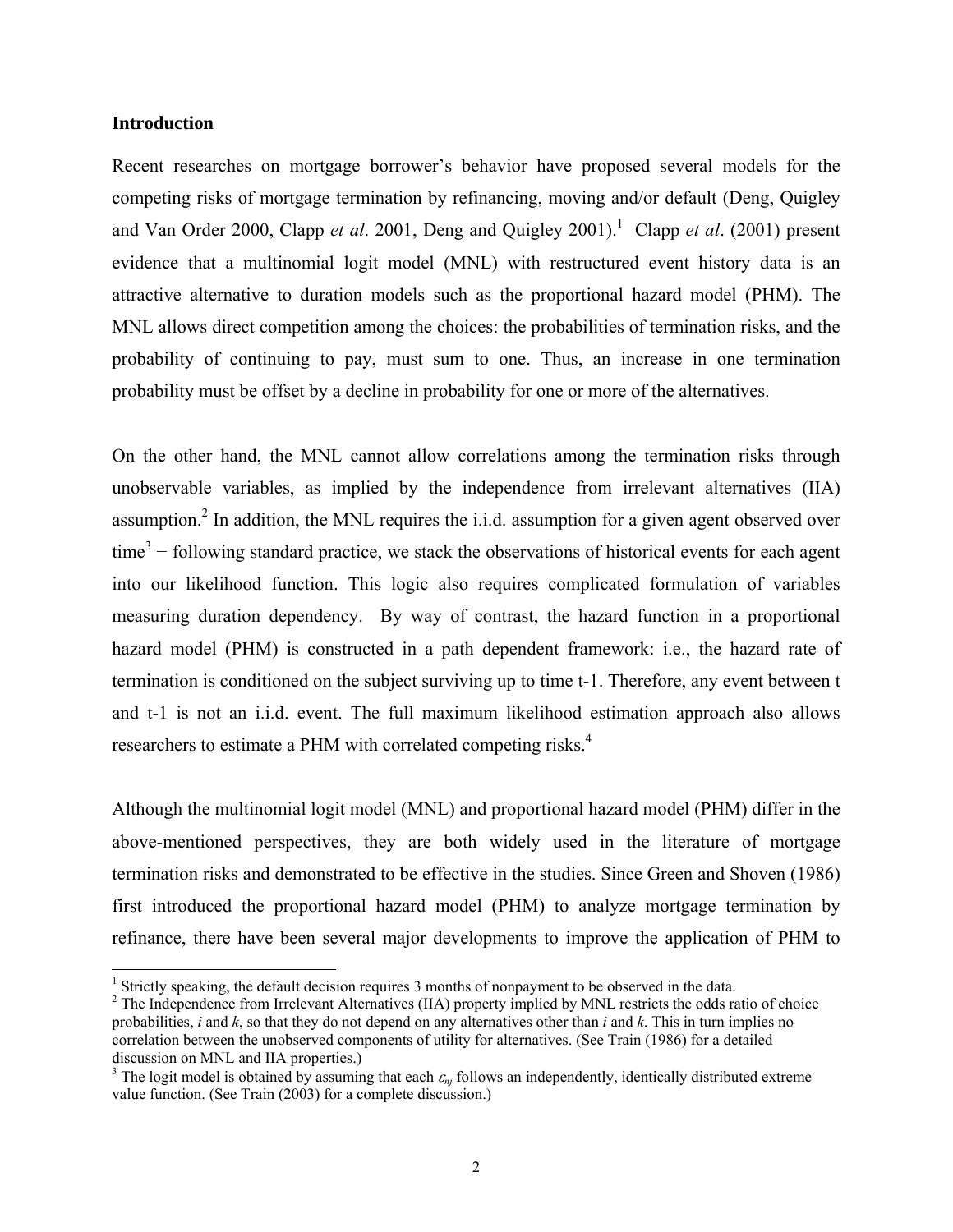## Introduction

Recent researches on mortgage borrower's behavior have proposed several models for the competing risks of mortgage termination by refinancing, moving and/or default (Deng, Quigley and Van Order 2000, Clapp *et al*. 2001, Deng and Quigley 2001).[1] Clapp *et al*. (2001) present evidence that a multinomial logit model (MNL) with restructured event history data is an attractive alternative to duration models such as the proportional hazard model (PHM). The MNL allows direct competition among the choices: the probabilities of termination risks, and the probability of continuing to pay, must sum to one. Thus, an increase in one termination probability must be offset by a decline in probability for one or more of the alternatives.

On the other hand, the MNL cannot allow correlations among the termination risks through unobservable variables, as implied by the independence from irrelevant alternatives (IIA) assumption.[2] In addition, the MNL requires the i.i.d. assumption for a given agent observed over time[3] − following standard practice, we stack the observations of historical events for each agent into our likelihood function. This logic also requires complicated formulation of variables measuring duration dependency. By way of contrast, the hazard function in a proportional hazard model (PHM) is constructed in a path dependent framework: i.e., the hazard rate of termination is conditioned on the subject surviving up to time t-1. Therefore, any event between t and t-1 is not an i.i.d. event. The full maximum likelihood estimation approach also allows researchers to estimate a PHM with correlated competing risks.[4]

Although the multinomial logit model (MNL) and proportional hazard model (PHM) differ in the above-mentioned perspectives, they are both widely used in the literature of mortgage termination risks and demonstrated to be effective in the studies. Since Green and Shoven (1986) first introduced the proportional hazard model (PHM) to analyze mortgage termination by refinance, there have been several major developments to improve the application of PHM to

---

[1] Strictly speaking, the default decision requires 3 months of nonpayment to be observed in the data.

[2] The Independence from Irrelevant Alternatives (IIA) property implied by MNL restricts the odds ratio of choice probabilities, *i* and *k*, so that they do not depend on any alternatives other than *i* and *k*. This in turn implies no correlation between the unobserved components of utility for alternatives. (See Train (1986) for a detailed discussion on MNL and IIA properties.)

[3] The logit model is obtained by assuming that each $\varepsilon_{nj}$ follows an independently, identically distributed extreme value function. (See Train (2003) for a complete discussion.)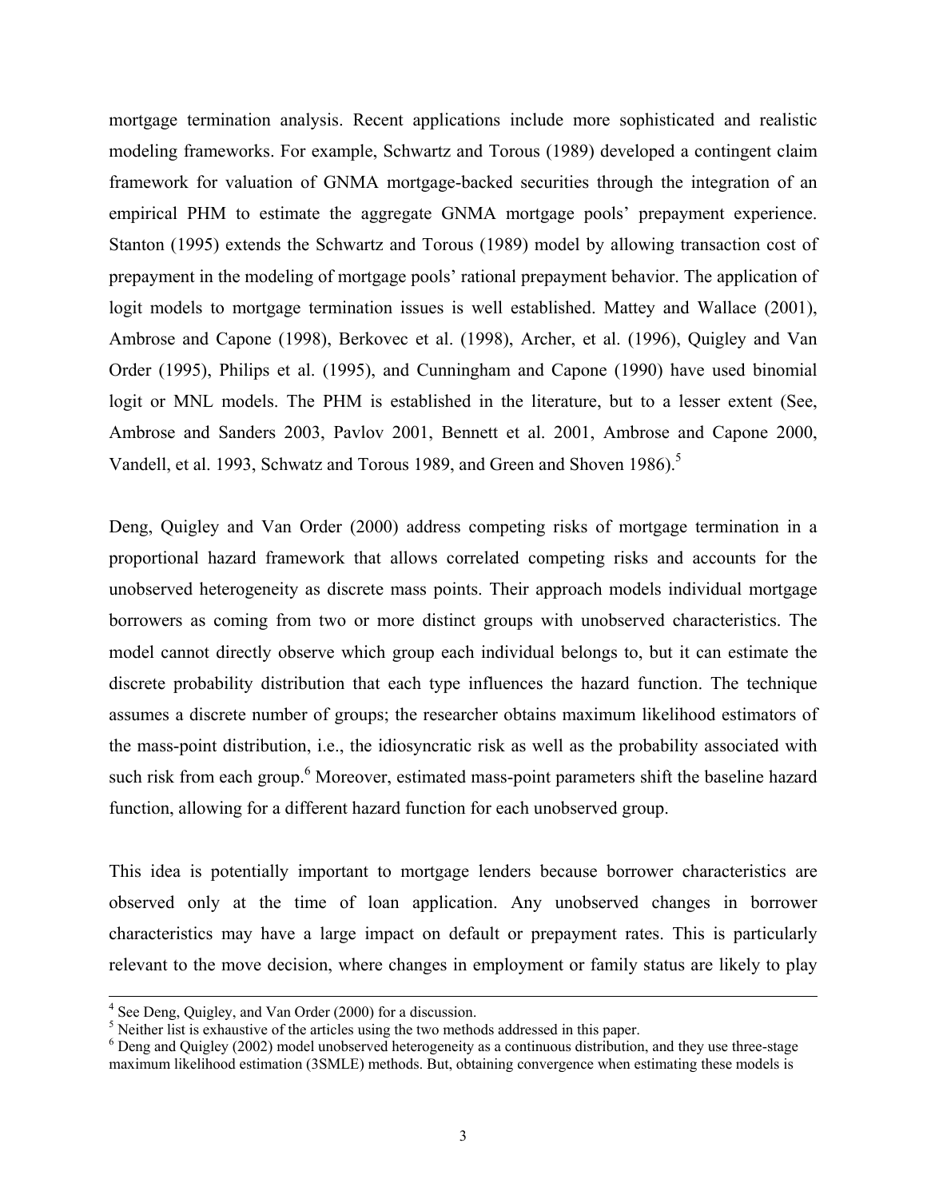mortgage termination analysis. Recent applications include more sophisticated and realistic modeling frameworks. For example, Schwartz and Torous (1989) developed a contingent claim framework for valuation of GNMA mortgage-backed securities through the integration of an empirical PHM to estimate the aggregate GNMA mortgage pools' prepayment experience. Stanton (1995) extends the Schwartz and Torous (1989) model by allowing transaction cost of prepayment in the modeling of mortgage pools' rational prepayment behavior. The application of logit models to mortgage termination issues is well established. Mattey and Wallace (2001), Ambrose and Capone (1998), Berkovec et al. (1998), Archer, et al. (1996), Quigley and Van Order (1995), Philips et al. (1995), and Cunningham and Capone (1990) have used binomial logit or MNL models. The PHM is established in the literature, but to a lesser extent (See, Ambrose and Sanders 2003, Pavlov 2001, Bennett et al. 2001, Ambrose and Capone 2000, Vandell, et al. 1993, Schwatz and Torous 1989, and Green and Shoven 1986).[5]

Deng, Quigley and Van Order (2000) address competing risks of mortgage termination in a proportional hazard framework that allows correlated competing risks and accounts for the unobserved heterogeneity as discrete mass points. Their approach models individual mortgage borrowers as coming from two or more distinct groups with unobserved characteristics. The model cannot directly observe which group each individual belongs to, but it can estimate the discrete probability distribution that each type influences the hazard function. The technique assumes a discrete number of groups; the researcher obtains maximum likelihood estimators of the mass-point distribution, i.e., the idiosyncratic risk as well as the probability associated with such risk from each group.[6] Moreover, estimated mass-point parameters shift the baseline hazard function, allowing for a different hazard function for each unobserved group.

This idea is potentially important to mortgage lenders because borrower characteristics are observed only at the time of loan application. Any unobserved changes in borrower characteristics may have a large impact on default or prepayment rates. This is particularly relevant to the move decision, where changes in employment or family status are likely to play

[4] See Deng, Quigley, and Van Order (2000) for a discussion.

[5] Neither list is exhaustive of the articles using the two methods addressed in this paper.

[6] Deng and Quigley (2002) model unobserved heterogeneity as a continuous distribution, and they use three-stage maximum likelihood estimation (3SMLE) methods. But, obtaining convergence when estimating these models is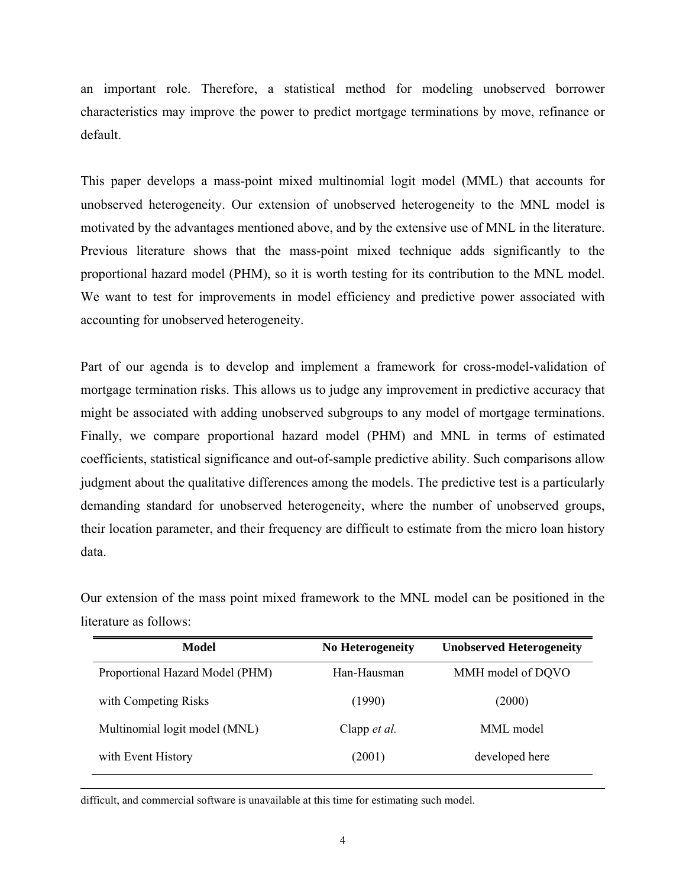an important role. Therefore, a statistical method for modeling unobserved borrower characteristics may improve the power to predict mortgage terminations by move, refinance or default.

This paper develops a mass-point mixed multinomial logit model (MML) that accounts for unobserved heterogeneity. Our extension of unobserved heterogeneity to the MNL model is motivated by the advantages mentioned above, and by the extensive use of MNL in the literature. Previous literature shows that the mass-point mixed technique adds significantly to the proportional hazard model (PHM), so it is worth testing for its contribution to the MNL model. We want to test for improvements in model efficiency and predictive power associated with accounting for unobserved heterogeneity.

Part of our agenda is to develop and implement a framework for cross-model-validation of mortgage termination risks. This allows us to judge any improvement in predictive accuracy that might be associated with adding unobserved subgroups to any model of mortgage terminations. Finally, we compare proportional hazard model (PHM) and MNL in terms of estimated coefficients, statistical significance and out-of-sample predictive ability. Such comparisons allow judgment about the qualitative differences among the models. The predictive test is a particularly demanding standard for unobserved heterogeneity, where the number of unobserved groups, their location parameter, and their frequency are difficult to estimate from the micro loan history data.

Our extension of the mass point mixed framework to the MNL model can be positioned in the literature as follows:

| Model | No Heterogeneity | Unobserved Heterogeneity |
|---|---|---|
| Proportional Hazard Model (PHM) | Han-Hausman | MMH model of DQVO |
| with Competing Risks | (1990) | (2000) |
| Multinomial logit model (MNL) | Clapp *et al.* | MML model |
| with Event History | (2001) | developed here |

---

difficult, and commercial software is unavailable at this time for estimating such model.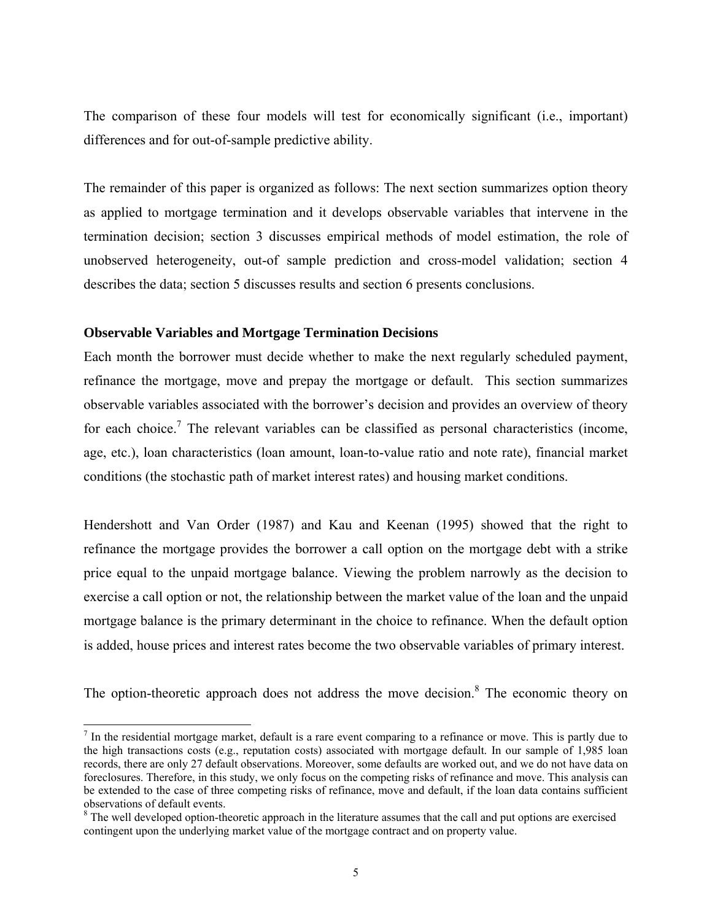The comparison of these four models will test for economically significant (i.e., important) differences and for out-of-sample predictive ability.

The remainder of this paper is organized as follows: The next section summarizes option theory as applied to mortgage termination and it develops observable variables that intervene in the termination decision; section 3 discusses empirical methods of model estimation, the role of unobserved heterogeneity, out-of sample prediction and cross-model validation; section 4 describes the data; section 5 discusses results and section 6 presents conclusions.

## Observable Variables and Mortgage Termination Decisions

Each month the borrower must decide whether to make the next regularly scheduled payment, refinance the mortgage, move and prepay the mortgage or default. This section summarizes observable variables associated with the borrower's decision and provides an overview of theory for each choice.[7] The relevant variables can be classified as personal characteristics (income, age, etc.), loan characteristics (loan amount, loan-to-value ratio and note rate), financial market conditions (the stochastic path of market interest rates) and housing market conditions.

Hendershott and Van Order (1987) and Kau and Keenan (1995) showed that the right to refinance the mortgage provides the borrower a call option on the mortgage debt with a strike price equal to the unpaid mortgage balance. Viewing the problem narrowly as the decision to exercise a call option or not, the relationship between the market value of the loan and the unpaid mortgage balance is the primary determinant in the choice to refinance. When the default option is added, house prices and interest rates become the two observable variables of primary interest.

The option-theoretic approach does not address the move decision.[8] The economic theory on

[7] In the residential mortgage market, default is a rare event comparing to a refinance or move. This is partly due to the high transactions costs (e.g., reputation costs) associated with mortgage default. In our sample of 1,985 loan records, there are only 27 default observations. Moreover, some defaults are worked out, and we do not have data on foreclosures. Therefore, in this study, we only focus on the competing risks of refinance and move. This analysis can be extended to the case of three competing risks of refinance, move and default, if the loan data contains sufficient observations of default events.

[8] The well developed option-theoretic approach in the literature assumes that the call and put options are exercised contingent upon the underlying market value of the mortgage contract and on property value.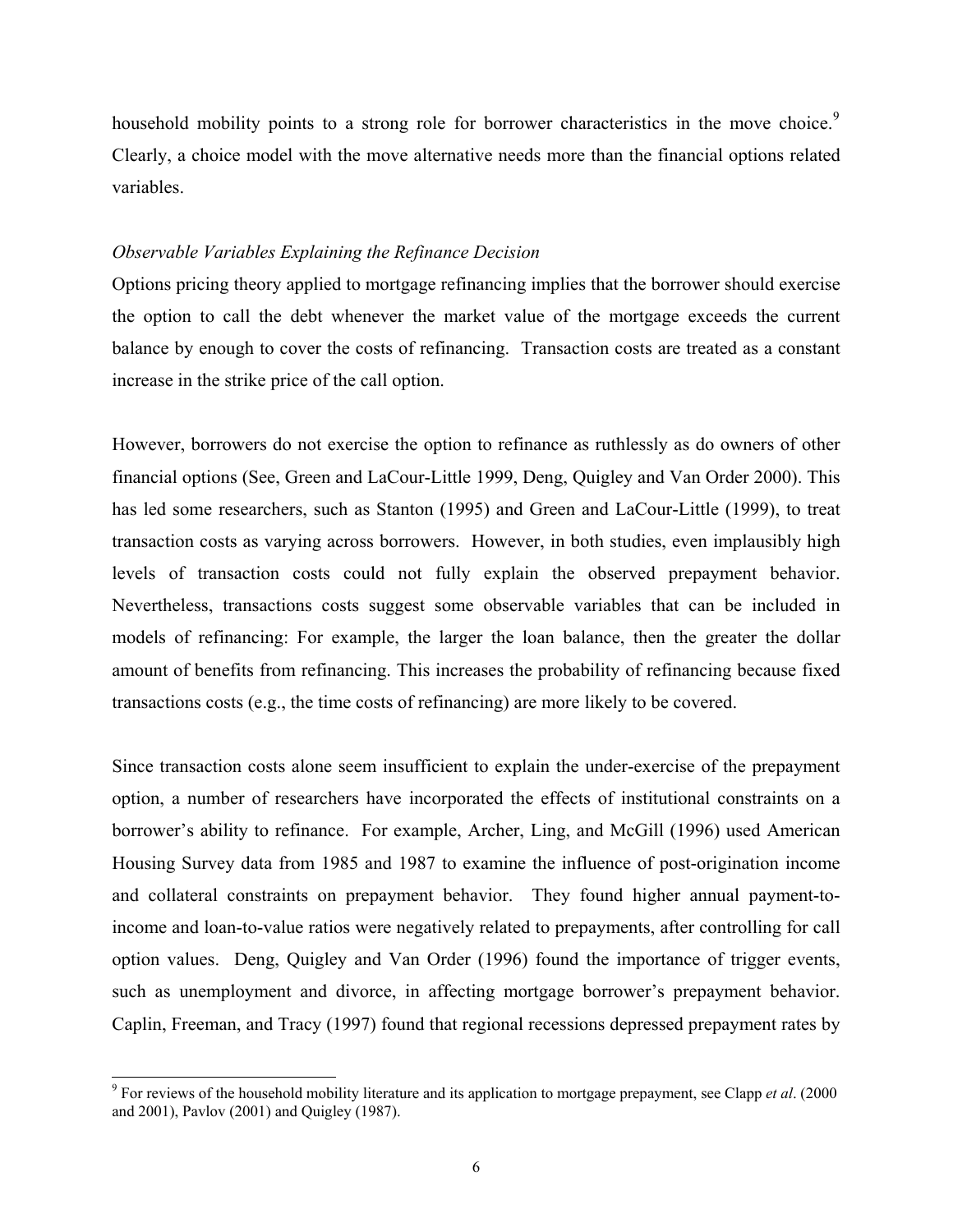household mobility points to a strong role for borrower characteristics in the move choice.[9] Clearly, a choice model with the move alternative needs more than the financial options related variables.

*Observable Variables Explaining the Refinance Decision*

Options pricing theory applied to mortgage refinancing implies that the borrower should exercise the option to call the debt whenever the market value of the mortgage exceeds the current balance by enough to cover the costs of refinancing. Transaction costs are treated as a constant increase in the strike price of the call option.

However, borrowers do not exercise the option to refinance as ruthlessly as do owners of other financial options (See, Green and LaCour-Little 1999, Deng, Quigley and Van Order 2000). This has led some researchers, such as Stanton (1995) and Green and LaCour-Little (1999), to treat transaction costs as varying across borrowers. However, in both studies, even implausibly high levels of transaction costs could not fully explain the observed prepayment behavior. Nevertheless, transactions costs suggest some observable variables that can be included in models of refinancing: For example, the larger the loan balance, then the greater the dollar amount of benefits from refinancing. This increases the probability of refinancing because fixed transactions costs (e.g., the time costs of refinancing) are more likely to be covered.

Since transaction costs alone seem insufficient to explain the under-exercise of the prepayment option, a number of researchers have incorporated the effects of institutional constraints on a borrower's ability to refinance. For example, Archer, Ling, and McGill (1996) used American Housing Survey data from 1985 and 1987 to examine the influence of post-origination income and collateral constraints on prepayment behavior. They found higher annual payment-to-income and loan-to-value ratios were negatively related to prepayments, after controlling for call option values. Deng, Quigley and Van Order (1996) found the importance of trigger events, such as unemployment and divorce, in affecting mortgage borrower's prepayment behavior. Caplin, Freeman, and Tracy (1997) found that regional recessions depressed prepayment rates by

[9] For reviews of the household mobility literature and its application to mortgage prepayment, see Clapp *et al*. (2000 and 2001), Pavlov (2001) and Quigley (1987).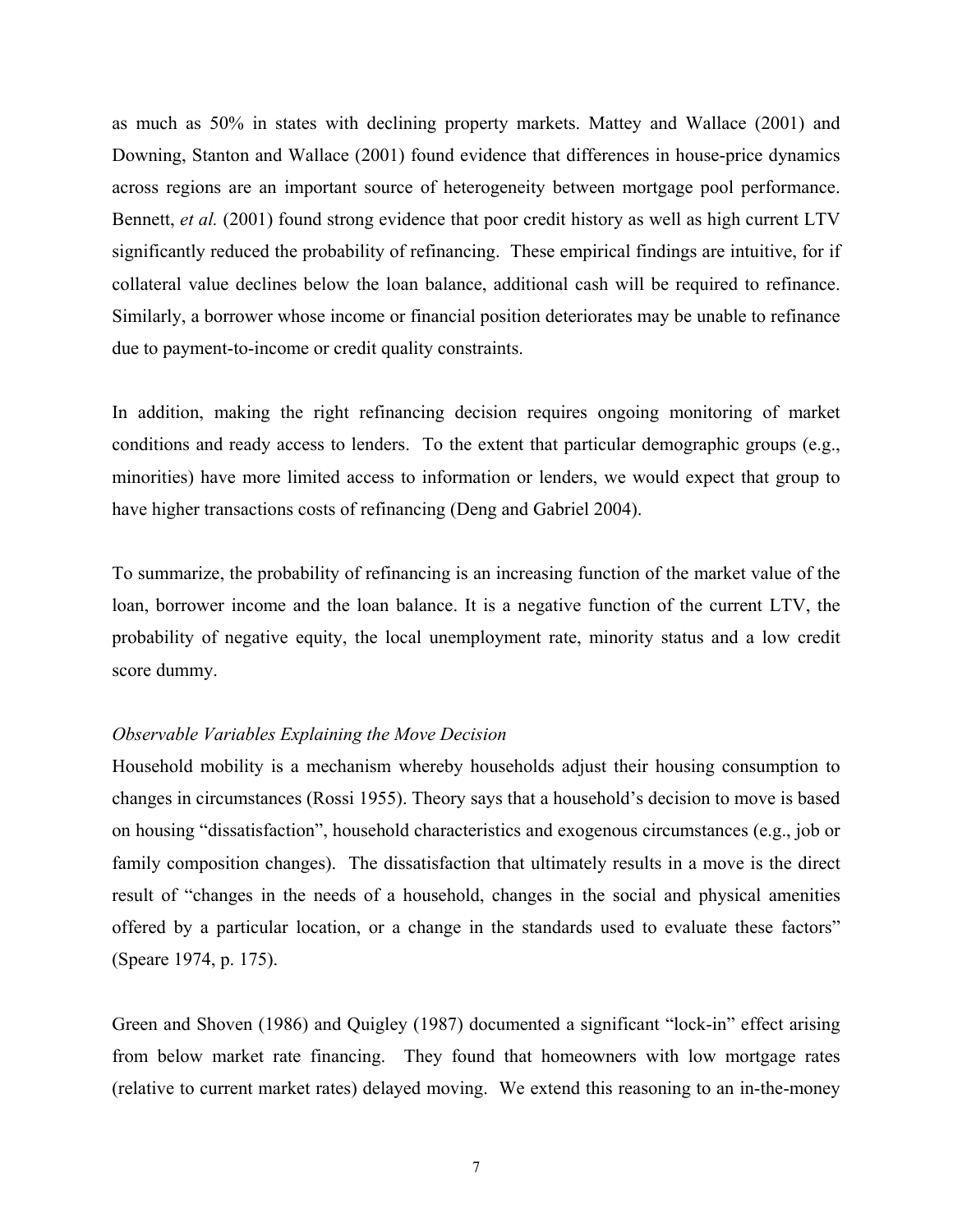as much as 50% in states with declining property markets. Mattey and Wallace (2001) and Downing, Stanton and Wallace (2001) found evidence that differences in house-price dynamics across regions are an important source of heterogeneity between mortgage pool performance. Bennett, *et al.* (2001) found strong evidence that poor credit history as well as high current LTV significantly reduced the probability of refinancing. These empirical findings are intuitive, for if collateral value declines below the loan balance, additional cash will be required to refinance. Similarly, a borrower whose income or financial position deteriorates may be unable to refinance due to payment-to-income or credit quality constraints.

In addition, making the right refinancing decision requires ongoing monitoring of market conditions and ready access to lenders. To the extent that particular demographic groups (e.g., minorities) have more limited access to information or lenders, we would expect that group to have higher transactions costs of refinancing (Deng and Gabriel 2004).

To summarize, the probability of refinancing is an increasing function of the market value of the loan, borrower income and the loan balance. It is a negative function of the current LTV, the probability of negative equity, the local unemployment rate, minority status and a low credit score dummy.

*Observable Variables Explaining the Move Decision*

Household mobility is a mechanism whereby households adjust their housing consumption to changes in circumstances (Rossi 1955). Theory says that a household's decision to move is based on housing "dissatisfaction", household characteristics and exogenous circumstances (e.g., job or family composition changes). The dissatisfaction that ultimately results in a move is the direct result of "changes in the needs of a household, changes in the social and physical amenities offered by a particular location, or a change in the standards used to evaluate these factors" (Speare 1974, p. 175).

Green and Shoven (1986) and Quigley (1987) documented a significant "lock-in" effect arising from below market rate financing. They found that homeowners with low mortgage rates (relative to current market rates) delayed moving. We extend this reasoning to an in-the-money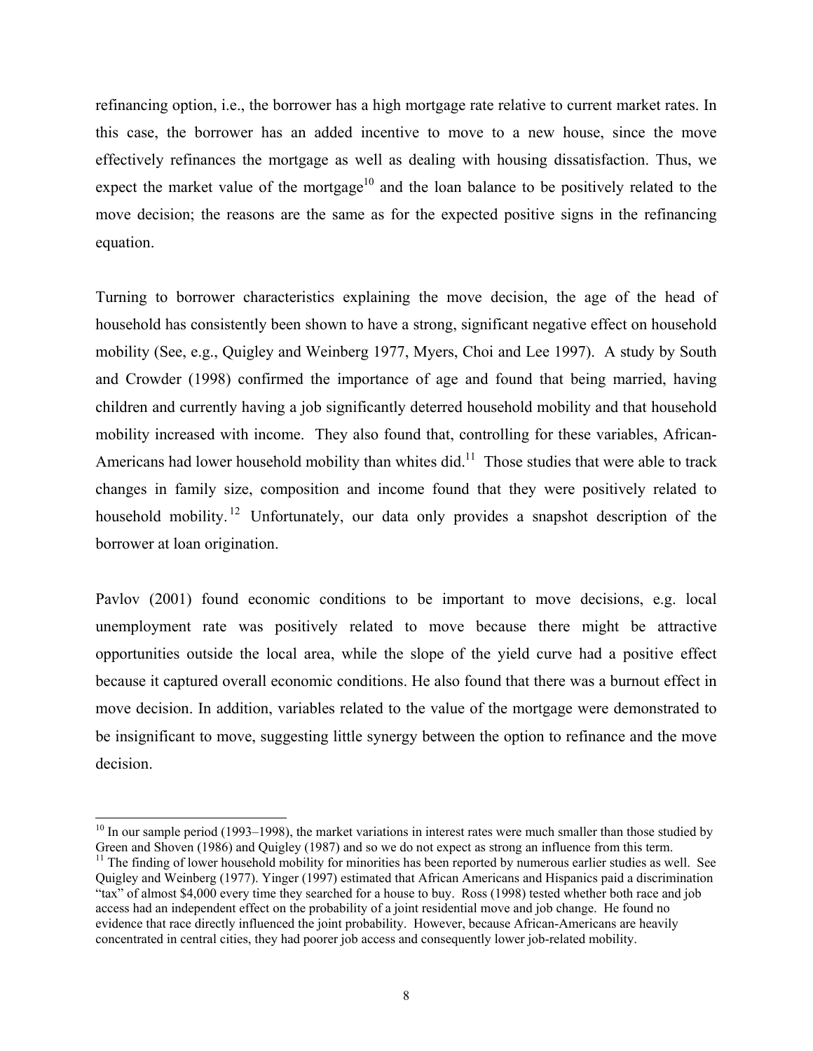refinancing option, i.e., the borrower has a high mortgage rate relative to current market rates. In this case, the borrower has an added incentive to move to a new house, since the move effectively refinances the mortgage as well as dealing with housing dissatisfaction. Thus, we expect the market value of the mortgage[10] and the loan balance to be positively related to the move decision; the reasons are the same as for the expected positive signs in the refinancing equation.

Turning to borrower characteristics explaining the move decision, the age of the head of household has consistently been shown to have a strong, significant negative effect on household mobility (See, e.g., Quigley and Weinberg 1977, Myers, Choi and Lee 1997). A study by South and Crowder (1998) confirmed the importance of age and found that being married, having children and currently having a job significantly deterred household mobility and that household mobility increased with income. They also found that, controlling for these variables, African-Americans had lower household mobility than whites did.[11] Those studies that were able to track changes in family size, composition and income found that they were positively related to household mobility.[12] Unfortunately, our data only provides a snapshot description of the borrower at loan origination.

Pavlov (2001) found economic conditions to be important to move decisions, e.g. local unemployment rate was positively related to move because there might be attractive opportunities outside the local area, while the slope of the yield curve had a positive effect because it captured overall economic conditions. He also found that there was a burnout effect in move decision. In addition, variables related to the value of the mortgage were demonstrated to be insignificant to move, suggesting little synergy between the option to refinance and the move decision.

---

[10] In our sample period (1993–1998), the market variations in interest rates were much smaller than those studied by Green and Shoven (1986) and Quigley (1987) and so we do not expect as strong an influence from this term.

[11] The finding of lower household mobility for minorities has been reported by numerous earlier studies as well. See Quigley and Weinberg (1977). Yinger (1997) estimated that African Americans and Hispanics paid a discrimination "tax" of almost $4,000 every time they searched for a house to buy. Ross (1998) tested whether both race and job access had an independent effect on the probability of a joint residential move and job change. He found no evidence that race directly influenced the joint probability. However, because African-Americans are heavily concentrated in central cities, they had poorer job access and consequently lower job-related mobility.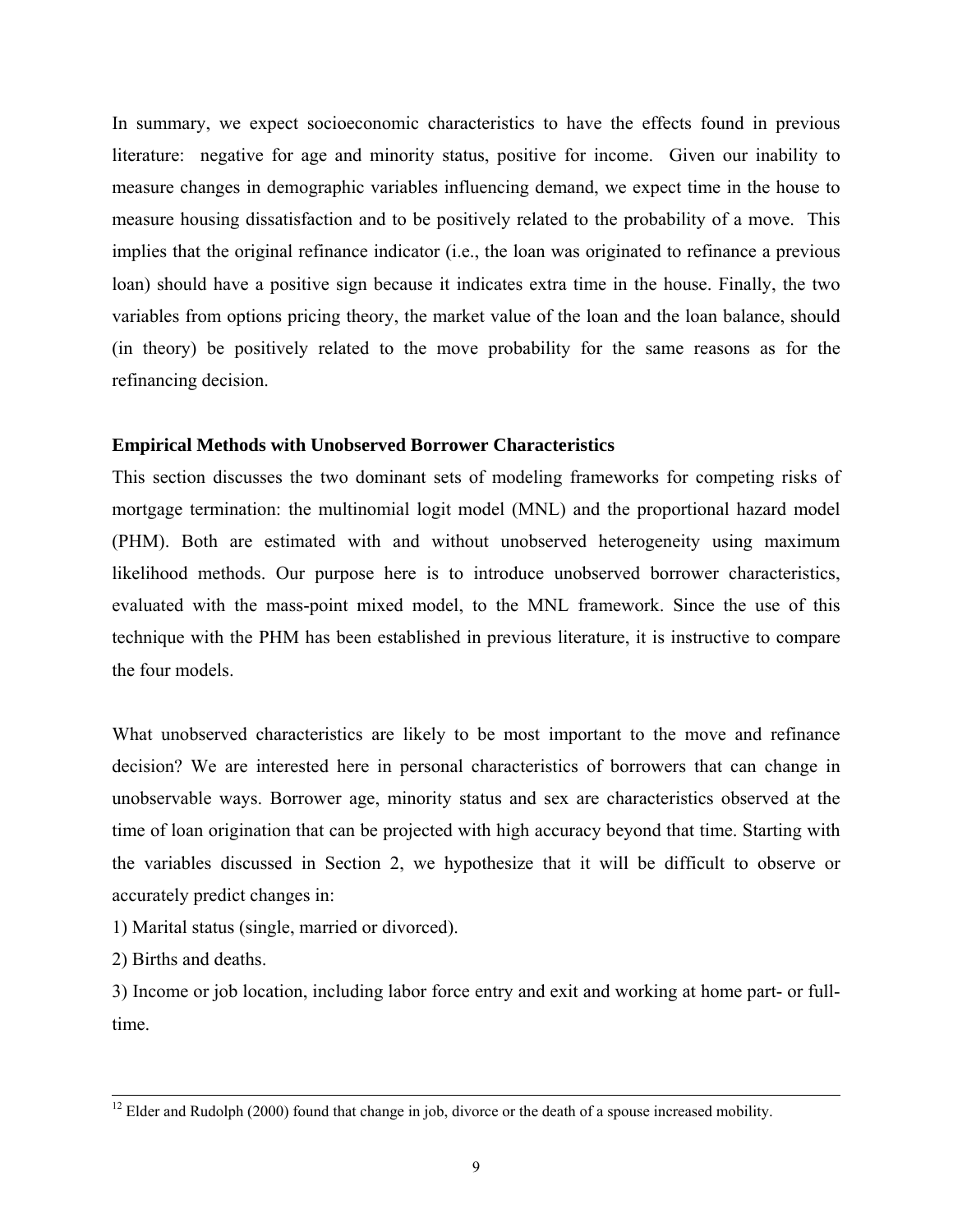In summary, we expect socioeconomic characteristics to have the effects found in previous literature: negative for age and minority status, positive for income. Given our inability to measure changes in demographic variables influencing demand, we expect time in the house to measure housing dissatisfaction and to be positively related to the probability of a move. This implies that the original refinance indicator (i.e., the loan was originated to refinance a previous loan) should have a positive sign because it indicates extra time in the house. Finally, the two variables from options pricing theory, the market value of the loan and the loan balance, should (in theory) be positively related to the move probability for the same reasons as for the refinancing decision.

**Empirical Methods with Unobserved Borrower Characteristics**

This section discusses the two dominant sets of modeling frameworks for competing risks of mortgage termination: the multinomial logit model (MNL) and the proportional hazard model (PHM). Both are estimated with and without unobserved heterogeneity using maximum likelihood methods. Our purpose here is to introduce unobserved borrower characteristics, evaluated with the mass-point mixed model, to the MNL framework. Since the use of this technique with the PHM has been established in previous literature, it is instructive to compare the four models.

What unobserved characteristics are likely to be most important to the move and refinance decision? We are interested here in personal characteristics of borrowers that can change in unobservable ways. Borrower age, minority status and sex are characteristics observed at the time of loan origination that can be projected with high accuracy beyond that time. Starting with the variables discussed in Section 2, we hypothesize that it will be difficult to observe or accurately predict changes in:

1) Marital status (single, married or divorced).

2) Births and deaths.

3) Income or job location, including labor force entry and exit and working at home part- or full-time.

---

[12] Elder and Rudolph (2000) found that change in job, divorce or the death of a spouse increased mobility.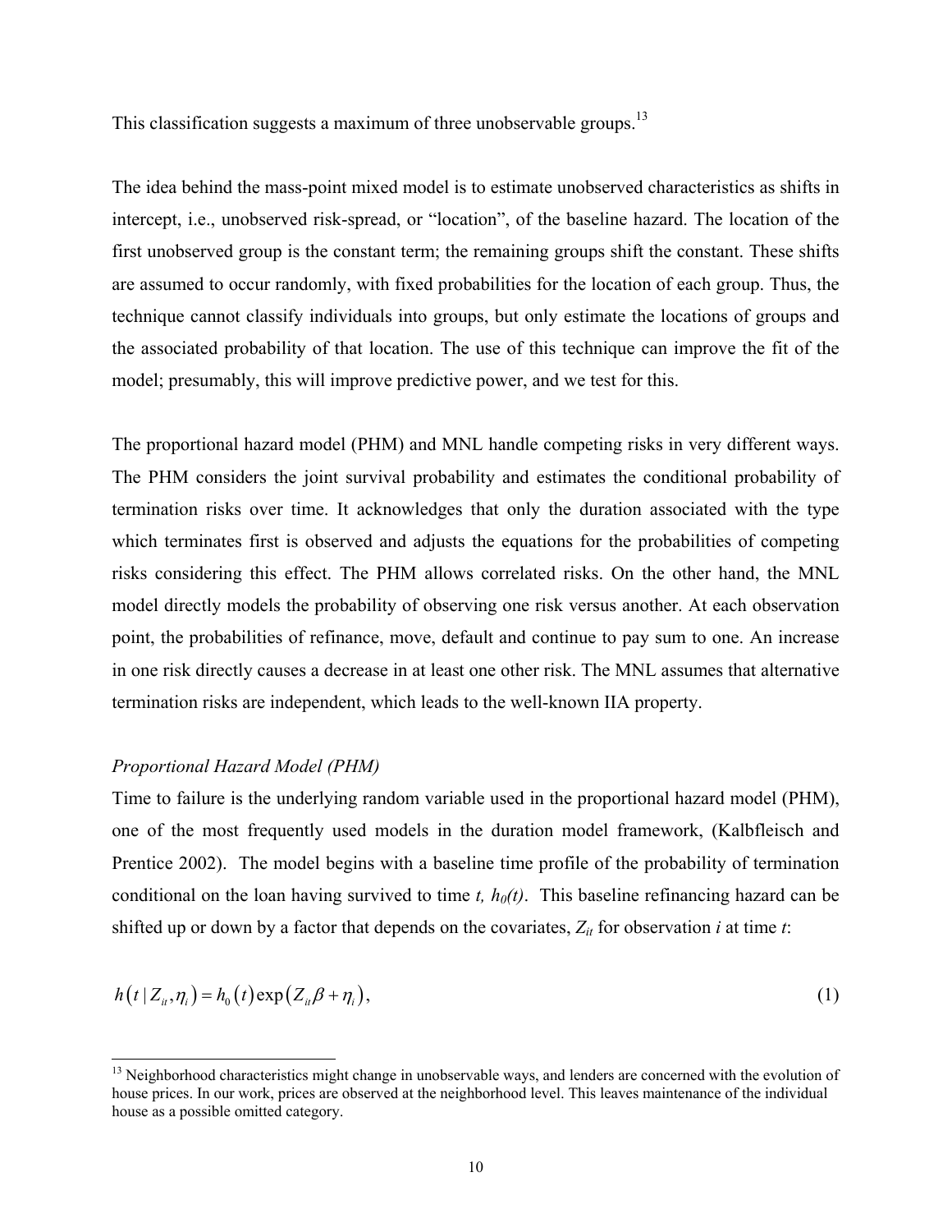This classification suggests a maximum of three unobservable groups.[13]

The idea behind the mass-point mixed model is to estimate unobserved characteristics as shifts in intercept, i.e., unobserved risk-spread, or "location", of the baseline hazard. The location of the first unobserved group is the constant term; the remaining groups shift the constant. These shifts are assumed to occur randomly, with fixed probabilities for the location of each group. Thus, the technique cannot classify individuals into groups, but only estimate the locations of groups and the associated probability of that location. The use of this technique can improve the fit of the model; presumably, this will improve predictive power, and we test for this.

The proportional hazard model (PHM) and MNL handle competing risks in very different ways. The PHM considers the joint survival probability and estimates the conditional probability of termination risks over time. It acknowledges that only the duration associated with the type which terminates first is observed and adjusts the equations for the probabilities of competing risks considering this effect. The PHM allows correlated risks. On the other hand, the MNL model directly models the probability of observing one risk versus another. At each observation point, the probabilities of refinance, move, default and continue to pay sum to one. An increase in one risk directly causes a decrease in at least one other risk. The MNL assumes that alternative termination risks are independent, which leads to the well-known IIA property.

*Proportional Hazard Model (PHM)*

Time to failure is the underlying random variable used in the proportional hazard model (PHM), one of the most frequently used models in the duration model framework, (Kalbfleisch and Prentice 2002). The model begins with a baseline time profile of the probability of termination conditional on the loan having survived to time $t$, $h_0(t)$. This baseline refinancing hazard can be shifted up or down by a factor that depends on the covariates, $Z_{it}$ for observation $i$ at time $t$:

$$h\left(t \mid Z_{it}, \eta_i\right) = h_0\left(t\right)\exp\left(Z_{it}\beta + \eta_i\right), \tag{1}$$

[13] Neighborhood characteristics might change in unobservable ways, and lenders are concerned with the evolution of house prices. In our work, prices are observed at the neighborhood level. This leaves maintenance of the individual house as a possible omitted category.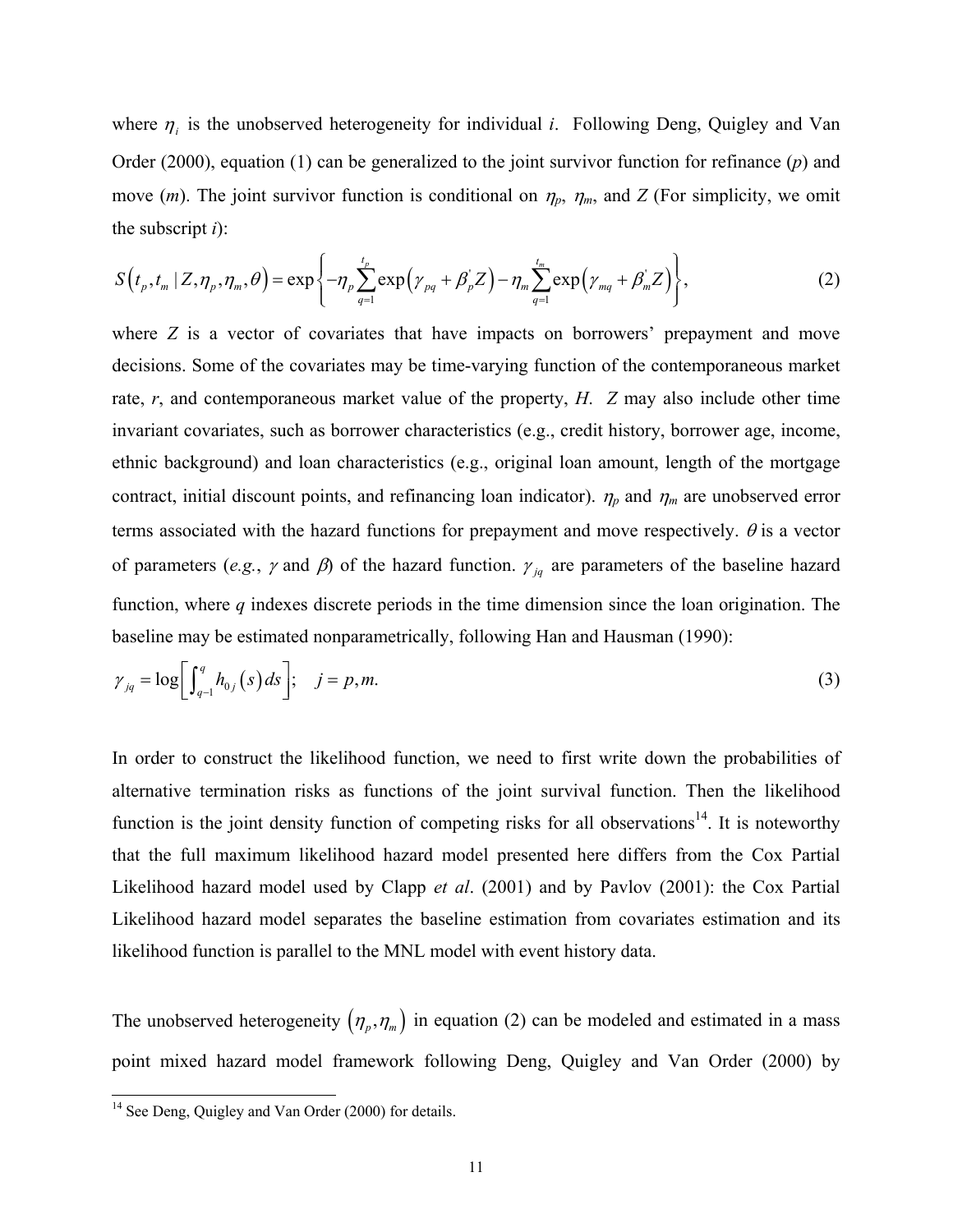where $\eta_i$ is the unobserved heterogeneity for individual *i*. Following Deng, Quigley and Van Order (2000), equation (1) can be generalized to the joint survivor function for refinance (*p*) and move (*m*). The joint survivor function is conditional on $\eta_p$, $\eta_m$, and *Z* (For simplicity, we omit the subscript *i*):

$$S\left(t_p, t_m \mid Z, \eta_p, \eta_m, \theta\right) = \exp\left\{-\eta_p \sum_{q=1}^{t_p} \exp\left(\gamma_{pq} + \beta_p^{'} Z\right) - \eta_m \sum_{q=1}^{t_m} \exp\left(\gamma_{mq} + \beta_m^{'} Z\right)\right\}, \tag{2}$$

where *Z* is a vector of covariates that have impacts on borrowers' prepayment and move decisions. Some of the covariates may be time-varying function of the contemporaneous market rate, *r*, and contemporaneous market value of the property, *H*. *Z* may also include other time invariant covariates, such as borrower characteristics (e.g., credit history, borrower age, income, ethnic background) and loan characteristics (e.g., original loan amount, length of the mortgage contract, initial discount points, and refinancing loan indicator). $\eta_p$ and $\eta_m$ are unobserved error terms associated with the hazard functions for prepayment and move respectively. $\theta$ is a vector of parameters (*e.g.*, $\gamma$ and $\beta$) of the hazard function. $\gamma_{jq}$ are parameters of the baseline hazard function, where *q* indexes discrete periods in the time dimension since the loan origination. The baseline may be estimated nonparametrically, following Han and Hausman (1990):

$$\gamma_{jq} = \log\left[\int_{q-1}^{q} h_{0j}(s)\,ds\right]; \quad j = p, m. \tag{3}$$

In order to construct the likelihood function, we need to first write down the probabilities of alternative termination risks as functions of the joint survival function. Then the likelihood function is the joint density function of competing risks for all observations[14]. It is noteworthy that the full maximum likelihood hazard model presented here differs from the Cox Partial Likelihood hazard model used by Clapp *et al*. (2001) and by Pavlov (2001): the Cox Partial Likelihood hazard model separates the baseline estimation from covariates estimation and its likelihood function is parallel to the MNL model with event history data.

The unobserved heterogeneity $\left(\eta_p, \eta_m\right)$ in equation (2) can be modeled and estimated in a mass point mixed hazard model framework following Deng, Quigley and Van Order (2000) by

[14] See Deng, Quigley and Van Order (2000) for details.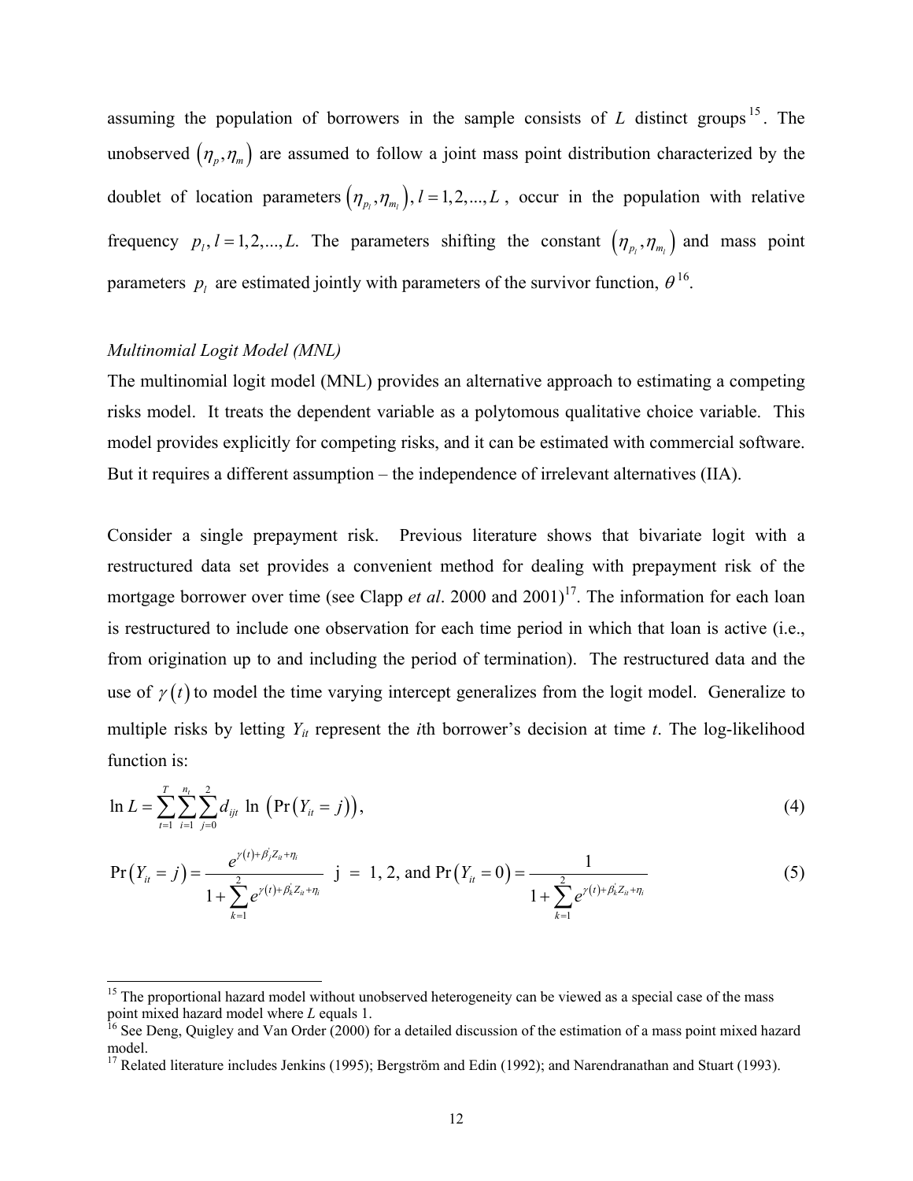assuming the population of borrowers in the sample consists of $L$ distinct groups[15]. The unobserved $(\eta_p, \eta_m)$ are assumed to follow a joint mass point distribution characterized by the doublet of location parameters $(\eta_{p_l}, \eta_{m_l}), l = 1, 2, ..., L$, occur in the population with relative frequency $p_l, l = 1, 2, ..., L$. The parameters shifting the constant $(\eta_{p_l}, \eta_{m_l})$ and mass point parameters $p_l$ are estimated jointly with parameters of the survivor function, $\theta$[16].

*Multinomial Logit Model (MNL)*

The multinomial logit model (MNL) provides an alternative approach to estimating a competing risks model. It treats the dependent variable as a polytomous qualitative choice variable. This model provides explicitly for competing risks, and it can be estimated with commercial software. But it requires a different assumption – the independence of irrelevant alternatives (IIA).

Consider a single prepayment risk. Previous literature shows that bivariate logit with a restructured data set provides a convenient method for dealing with prepayment risk of the mortgage borrower over time (see Clapp *et al*. 2000 and 2001)[17]. The information for each loan is restructured to include one observation for each time period in which that loan is active (i.e., from origination up to and including the period of termination). The restructured data and the use of $\gamma(t)$ to model the time varying intercept generalizes from the logit model. Generalize to multiple risks by letting $Y_{it}$ represent the $i$th borrower's decision at time $t$. The log-likelihood function is:

$$\ln L = \sum_{t=1}^{T} \sum_{i=1}^{n_t} \sum_{j=0}^{2} d_{ijt} \ln \left( \Pr\left(Y_{it} = j\right) \right), \tag{4}$$

$$\Pr\left(Y_{it} = j\right) = \frac{e^{\gamma(t) + \beta_j' Z_{it} + \eta_i}}{1 + \sum_{k=1}^{2} e^{\gamma(t) + \beta_k' Z_{it} + \eta_i}} \quad \text{j = 1, 2, and } \Pr\left(Y_{it} = 0\right) = \frac{1}{1 + \sum_{k=1}^{2} e^{\gamma(t) + \beta_k' Z_{it} + \eta_i}} \tag{5}$$

---

[15] The proportional hazard model without unobserved heterogeneity can be viewed as a special case of the mass point mixed hazard model where $L$ equals 1.

[16] See Deng, Quigley and Van Order (2000) for a detailed discussion of the estimation of a mass point mixed hazard model.

[17] Related literature includes Jenkins (1995); Bergström and Edin (1992); and Narendranathan and Stuart (1993).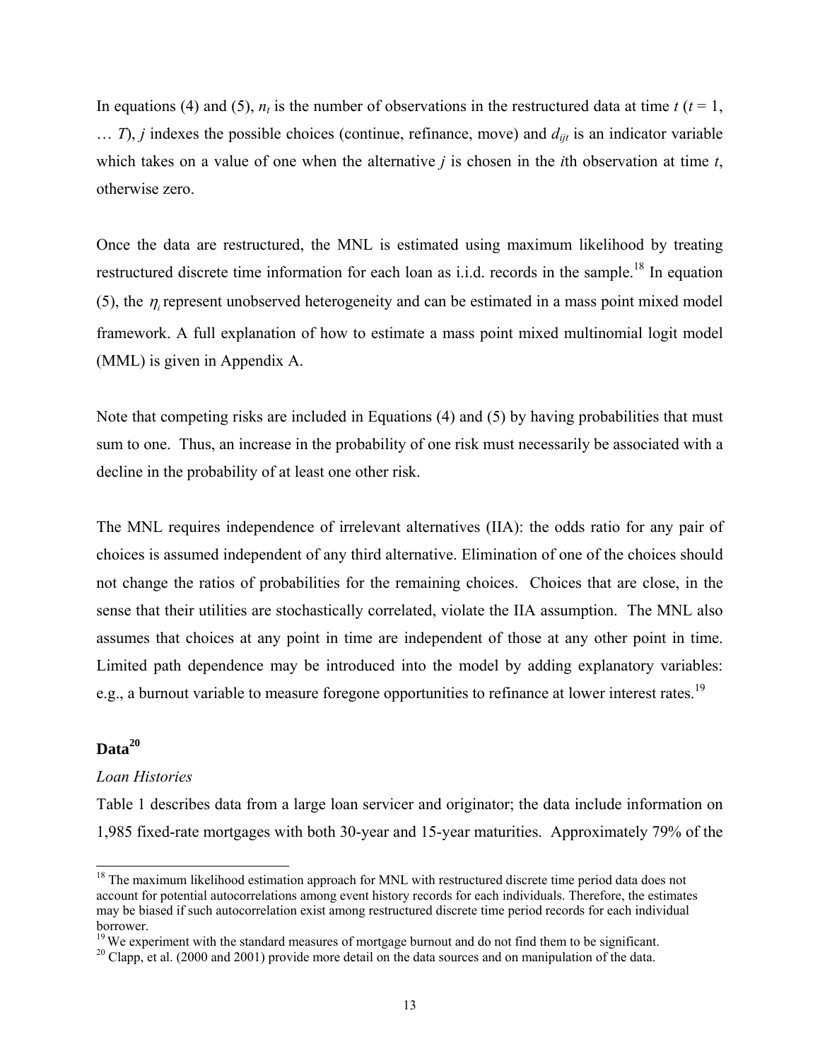In equations (4) and (5), $n_t$ is the number of observations in the restructured data at time $t$ ($t$ = 1, … $T$), $j$ indexes the possible choices (continue, refinance, move) and $d_{ijt}$ is an indicator variable which takes on a value of one when the alternative $j$ is chosen in the $i$th observation at time $t$, otherwise zero.

Once the data are restructured, the MNL is estimated using maximum likelihood by treating restructured discrete time information for each loan as i.i.d. records in the sample.[18] In equation (5), the $\eta_i$ represent unobserved heterogeneity and can be estimated in a mass point mixed model framework. A full explanation of how to estimate a mass point mixed multinomial logit model (MML) is given in Appendix A.

Note that competing risks are included in Equations (4) and (5) by having probabilities that must sum to one. Thus, an increase in the probability of one risk must necessarily be associated with a decline in the probability of at least one other risk.

The MNL requires independence of irrelevant alternatives (IIA): the odds ratio for any pair of choices is assumed independent of any third alternative. Elimination of one of the choices should not change the ratios of probabilities for the remaining choices. Choices that are close, in the sense that their utilities are stochastically correlated, violate the IIA assumption. The MNL also assumes that choices at any point in time are independent of those at any other point in time. Limited path dependence may be introduced into the model by adding explanatory variables: e.g., a burnout variable to measure foregone opportunities to refinance at lower interest rates.[19]

## Data[20]

*Loan Histories*

Table 1 describes data from a large loan servicer and originator; the data include information on 1,985 fixed-rate mortgages with both 30-year and 15-year maturities. Approximately 79% of the

---

[18] The maximum likelihood estimation approach for MNL with restructured discrete time period data does not account for potential autocorrelations among event history records for each individuals. Therefore, the estimates may be biased if such autocorrelation exist among restructured discrete time period records for each individual borrower.

[19] We experiment with the standard measures of mortgage burnout and do not find them to be significant.

[20] Clapp, et al. (2000 and 2001) provide more detail on the data sources and on manipulation of the data.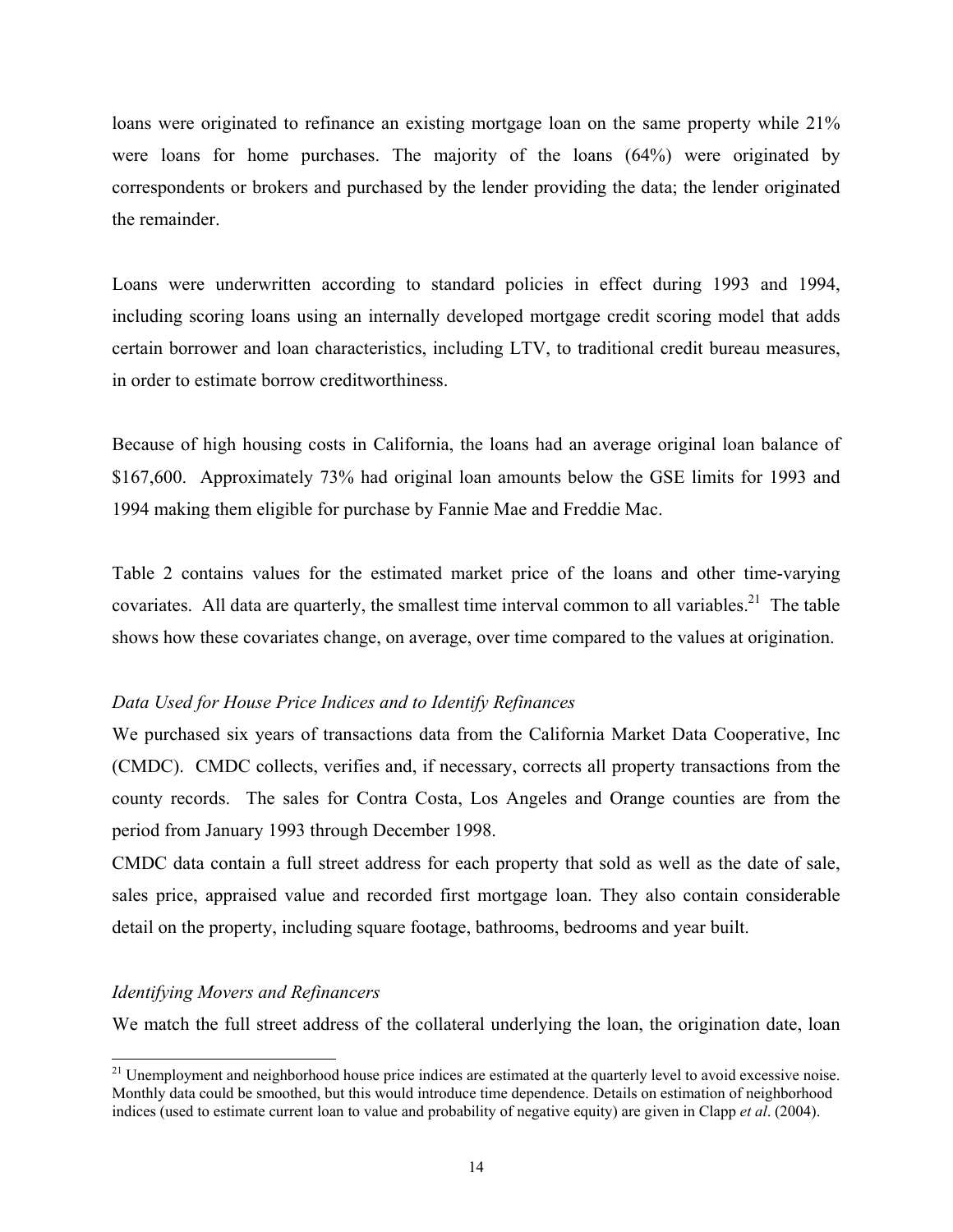loans were originated to refinance an existing mortgage loan on the same property while 21% were loans for home purchases. The majority of the loans (64%) were originated by correspondents or brokers and purchased by the lender providing the data; the lender originated the remainder.

Loans were underwritten according to standard policies in effect during 1993 and 1994, including scoring loans using an internally developed mortgage credit scoring model that adds certain borrower and loan characteristics, including LTV, to traditional credit bureau measures, in order to estimate borrow creditworthiness.

Because of high housing costs in California, the loans had an average original loan balance of \$167,600. Approximately 73% had original loan amounts below the GSE limits for 1993 and 1994 making them eligible for purchase by Fannie Mae and Freddie Mac.

Table 2 contains values for the estimated market price of the loans and other time-varying covariates. All data are quarterly, the smallest time interval common to all variables.[21] The table shows how these covariates change, on average, over time compared to the values at origination.

*Data Used for House Price Indices and to Identify Refinances*

We purchased six years of transactions data from the California Market Data Cooperative, Inc (CMDC). CMDC collects, verifies and, if necessary, corrects all property transactions from the county records. The sales for Contra Costa, Los Angeles and Orange counties are from the period from January 1993 through December 1998.

CMDC data contain a full street address for each property that sold as well as the date of sale, sales price, appraised value and recorded first mortgage loan. They also contain considerable detail on the property, including square footage, bathrooms, bedrooms and year built.

*Identifying Movers and Refinancers*

We match the full street address of the collateral underlying the loan, the origination date, loan

[21] Unemployment and neighborhood house price indices are estimated at the quarterly level to avoid excessive noise. Monthly data could be smoothed, but this would introduce time dependence. Details on estimation of neighborhood indices (used to estimate current loan to value and probability of negative equity) are given in Clapp *et al*. (2004).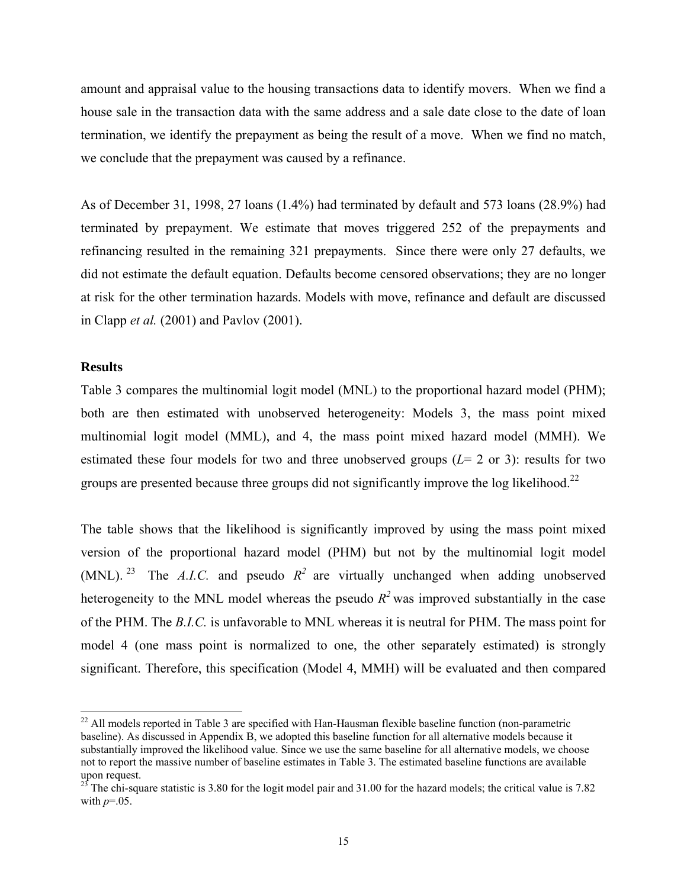amount and appraisal value to the housing transactions data to identify movers. When we find a house sale in the transaction data with the same address and a sale date close to the date of loan termination, we identify the prepayment as being the result of a move. When we find no match, we conclude that the prepayment was caused by a refinance.

As of December 31, 1998, 27 loans (1.4%) had terminated by default and 573 loans (28.9%) had terminated by prepayment. We estimate that moves triggered 252 of the prepayments and refinancing resulted in the remaining 321 prepayments. Since there were only 27 defaults, we did not estimate the default equation. Defaults become censored observations; they are no longer at risk for the other termination hazards. Models with move, refinance and default are discussed in Clapp *et al.* (2001) and Pavlov (2001).

**Results**

Table 3 compares the multinomial logit model (MNL) to the proportional hazard model (PHM); both are then estimated with unobserved heterogeneity: Models 3, the mass point mixed multinomial logit model (MML), and 4, the mass point mixed hazard model (MMH). We estimated these four models for two and three unobserved groups ($L$= 2 or 3): results for two groups are presented because three groups did not significantly improve the log likelihood.[22]

The table shows that the likelihood is significantly improved by using the mass point mixed version of the proportional hazard model (PHM) but not by the multinomial logit model (MNL).[23] The *A.I.C.* and pseudo $R^2$ are virtually unchanged when adding unobserved heterogeneity to the MNL model whereas the pseudo $R^2$ was improved substantially in the case of the PHM. The *B.I.C.* is unfavorable to MNL whereas it is neutral for PHM. The mass point for model 4 (one mass point is normalized to one, the other separately estimated) is strongly significant. Therefore, this specification (Model 4, MMH) will be evaluated and then compared

[22] All models reported in Table 3 are specified with Han-Hausman flexible baseline function (non-parametric baseline). As discussed in Appendix B, we adopted this baseline function for all alternative models because it substantially improved the likelihood value. Since we use the same baseline for all alternative models, we choose not to report the massive number of baseline estimates in Table 3. The estimated baseline functions are available upon request.

[23] The chi-square statistic is 3.80 for the logit model pair and 31.00 for the hazard models; the critical value is 7.82 with $p$=.05.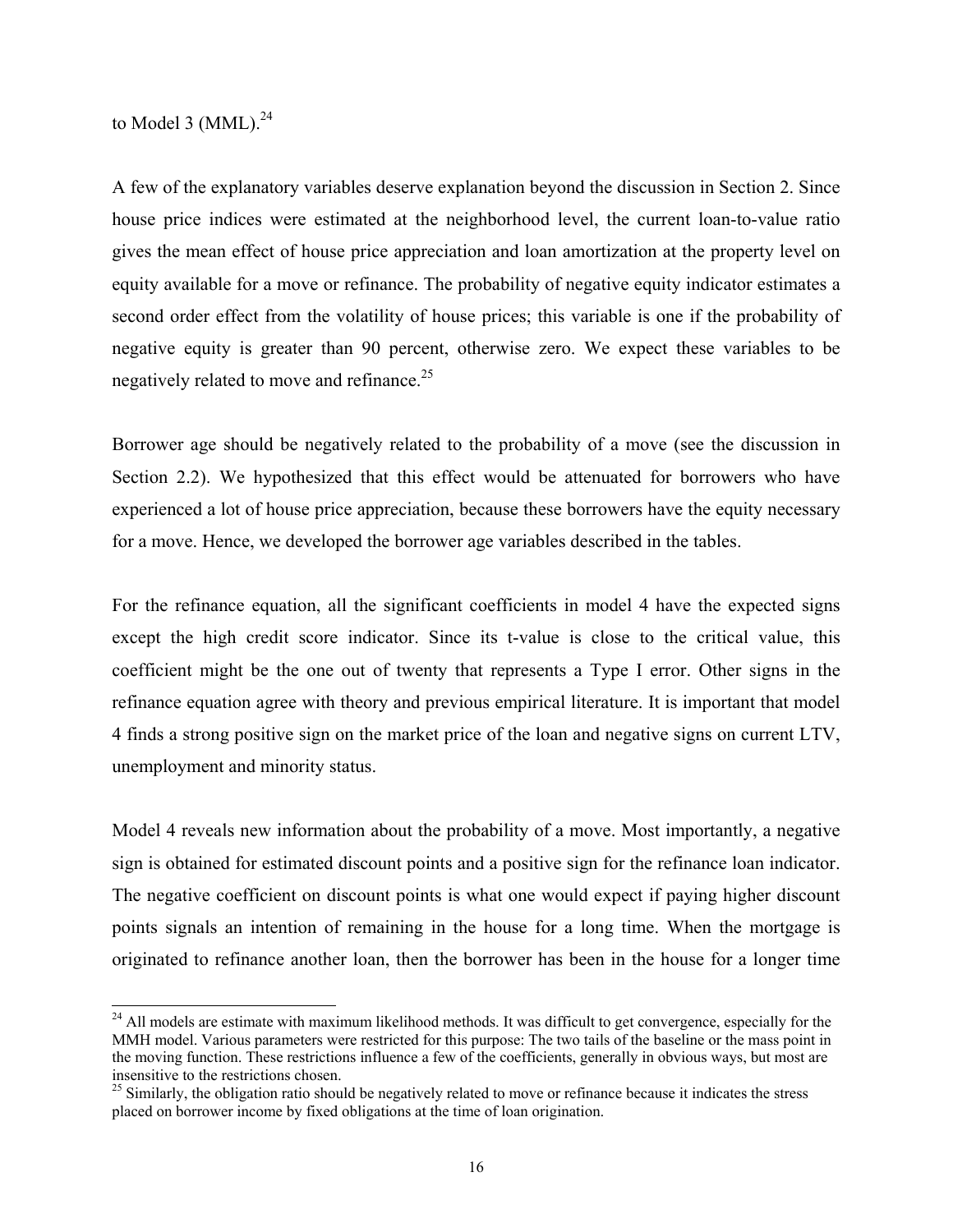to Model 3 (MML).[24]

A few of the explanatory variables deserve explanation beyond the discussion in Section 2. Since house price indices were estimated at the neighborhood level, the current loan-to-value ratio gives the mean effect of house price appreciation and loan amortization at the property level on equity available for a move or refinance. The probability of negative equity indicator estimates a second order effect from the volatility of house prices; this variable is one if the probability of negative equity is greater than 90 percent, otherwise zero. We expect these variables to be negatively related to move and refinance.[25]

Borrower age should be negatively related to the probability of a move (see the discussion in Section 2.2). We hypothesized that this effect would be attenuated for borrowers who have experienced a lot of house price appreciation, because these borrowers have the equity necessary for a move. Hence, we developed the borrower age variables described in the tables.

For the refinance equation, all the significant coefficients in model 4 have the expected signs except the high credit score indicator. Since its t-value is close to the critical value, this coefficient might be the one out of twenty that represents a Type I error. Other signs in the refinance equation agree with theory and previous empirical literature. It is important that model 4 finds a strong positive sign on the market price of the loan and negative signs on current LTV, unemployment and minority status.

Model 4 reveals new information about the probability of a move. Most importantly, a negative sign is obtained for estimated discount points and a positive sign for the refinance loan indicator. The negative coefficient on discount points is what one would expect if paying higher discount points signals an intention of remaining in the house for a long time. When the mortgage is originated to refinance another loan, then the borrower has been in the house for a longer time

---

[24] All models are estimate with maximum likelihood methods. It was difficult to get convergence, especially for the MMH model. Various parameters were restricted for this purpose: The two tails of the baseline or the mass point in the moving function. These restrictions influence a few of the coefficients, generally in obvious ways, but most are insensitive to the restrictions chosen.

[25] Similarly, the obligation ratio should be negatively related to move or refinance because it indicates the stress placed on borrower income by fixed obligations at the time of loan origination.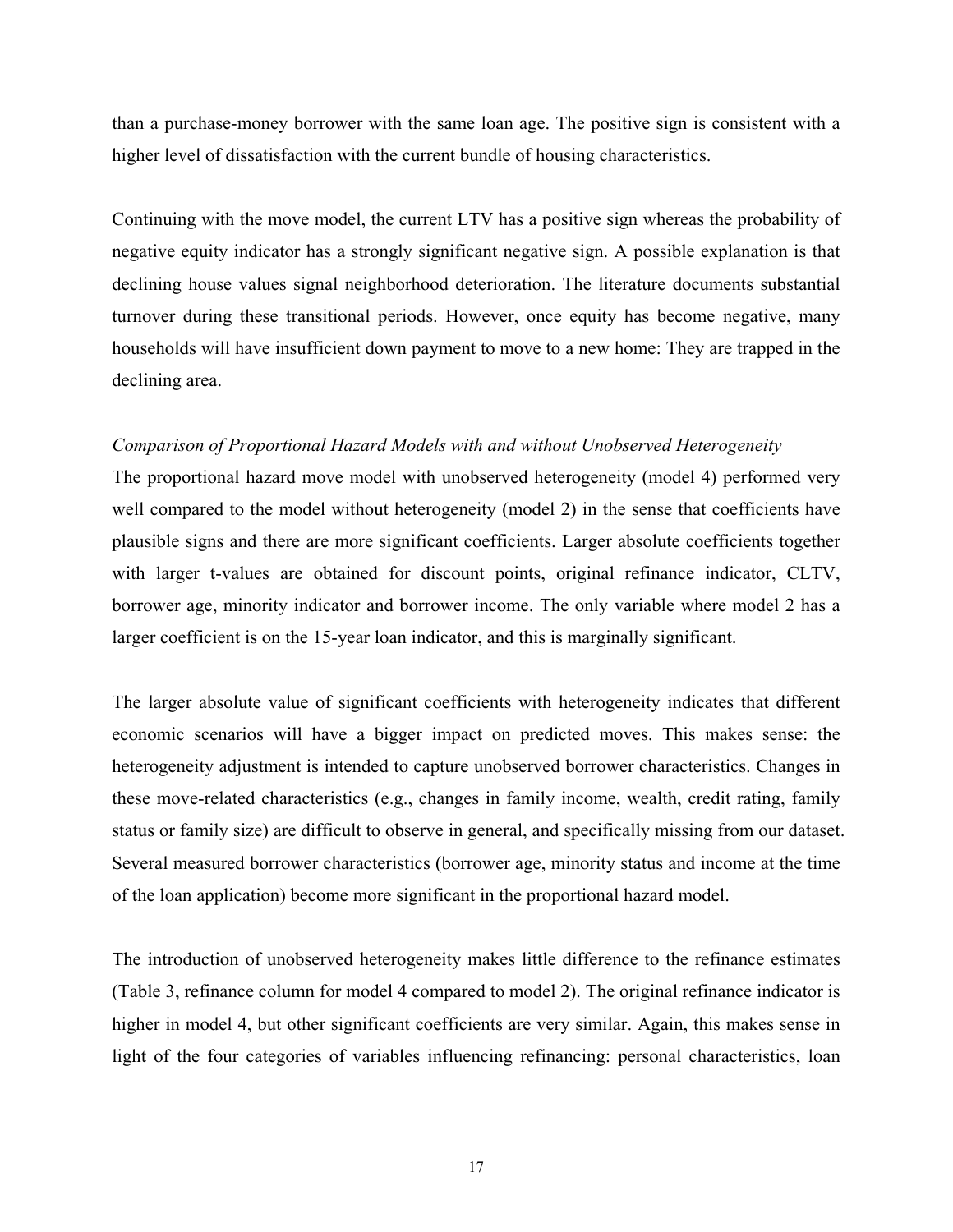than a purchase-money borrower with the same loan age. The positive sign is consistent with a higher level of dissatisfaction with the current bundle of housing characteristics.

Continuing with the move model, the current LTV has a positive sign whereas the probability of negative equity indicator has a strongly significant negative sign. A possible explanation is that declining house values signal neighborhood deterioration. The literature documents substantial turnover during these transitional periods. However, once equity has become negative, many households will have insufficient down payment to move to a new home: They are trapped in the declining area.

*Comparison of Proportional Hazard Models with and without Unobserved Heterogeneity*

The proportional hazard move model with unobserved heterogeneity (model 4) performed very well compared to the model without heterogeneity (model 2) in the sense that coefficients have plausible signs and there are more significant coefficients. Larger absolute coefficients together with larger t-values are obtained for discount points, original refinance indicator, CLTV, borrower age, minority indicator and borrower income. The only variable where model 2 has a larger coefficient is on the 15-year loan indicator, and this is marginally significant.

The larger absolute value of significant coefficients with heterogeneity indicates that different economic scenarios will have a bigger impact on predicted moves. This makes sense: the heterogeneity adjustment is intended to capture unobserved borrower characteristics. Changes in these move-related characteristics (e.g., changes in family income, wealth, credit rating, family status or family size) are difficult to observe in general, and specifically missing from our dataset. Several measured borrower characteristics (borrower age, minority status and income at the time of the loan application) become more significant in the proportional hazard model.

The introduction of unobserved heterogeneity makes little difference to the refinance estimates (Table 3, refinance column for model 4 compared to model 2). The original refinance indicator is higher in model 4, but other significant coefficients are very similar. Again, this makes sense in light of the four categories of variables influencing refinancing: personal characteristics, loan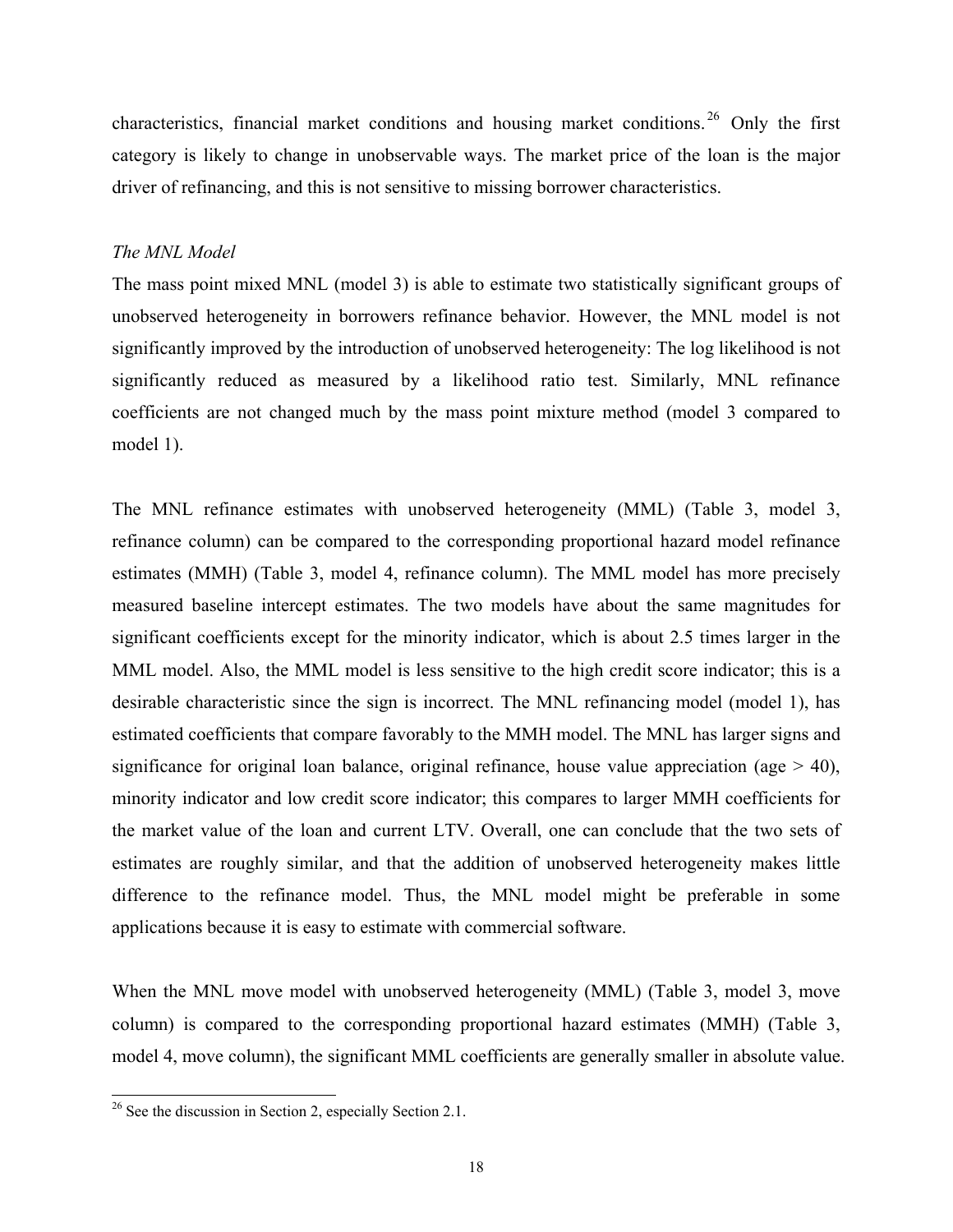characteristics, financial market conditions and housing market conditions.[26] Only the first category is likely to change in unobservable ways. The market price of the loan is the major driver of refinancing, and this is not sensitive to missing borrower characteristics.

*The MNL Model*

The mass point mixed MNL (model 3) is able to estimate two statistically significant groups of unobserved heterogeneity in borrowers refinance behavior. However, the MNL model is not significantly improved by the introduction of unobserved heterogeneity: The log likelihood is not significantly reduced as measured by a likelihood ratio test. Similarly, MNL refinance coefficients are not changed much by the mass point mixture method (model 3 compared to model 1).

The MNL refinance estimates with unobserved heterogeneity (MML) (Table 3, model 3, refinance column) can be compared to the corresponding proportional hazard model refinance estimates (MMH) (Table 3, model 4, refinance column). The MML model has more precisely measured baseline intercept estimates. The two models have about the same magnitudes for significant coefficients except for the minority indicator, which is about 2.5 times larger in the MML model. Also, the MML model is less sensitive to the high credit score indicator; this is a desirable characteristic since the sign is incorrect. The MNL refinancing model (model 1), has estimated coefficients that compare favorably to the MMH model. The MNL has larger signs and significance for original loan balance, original refinance, house value appreciation (age > 40), minority indicator and low credit score indicator; this compares to larger MMH coefficients for the market value of the loan and current LTV. Overall, one can conclude that the two sets of estimates are roughly similar, and that the addition of unobserved heterogeneity makes little difference to the refinance model. Thus, the MNL model might be preferable in some applications because it is easy to estimate with commercial software.

When the MNL move model with unobserved heterogeneity (MML) (Table 3, model 3, move column) is compared to the corresponding proportional hazard estimates (MMH) (Table 3, model 4, move column), the significant MML coefficients are generally smaller in absolute value.

[26] See the discussion in Section 2, especially Section 2.1.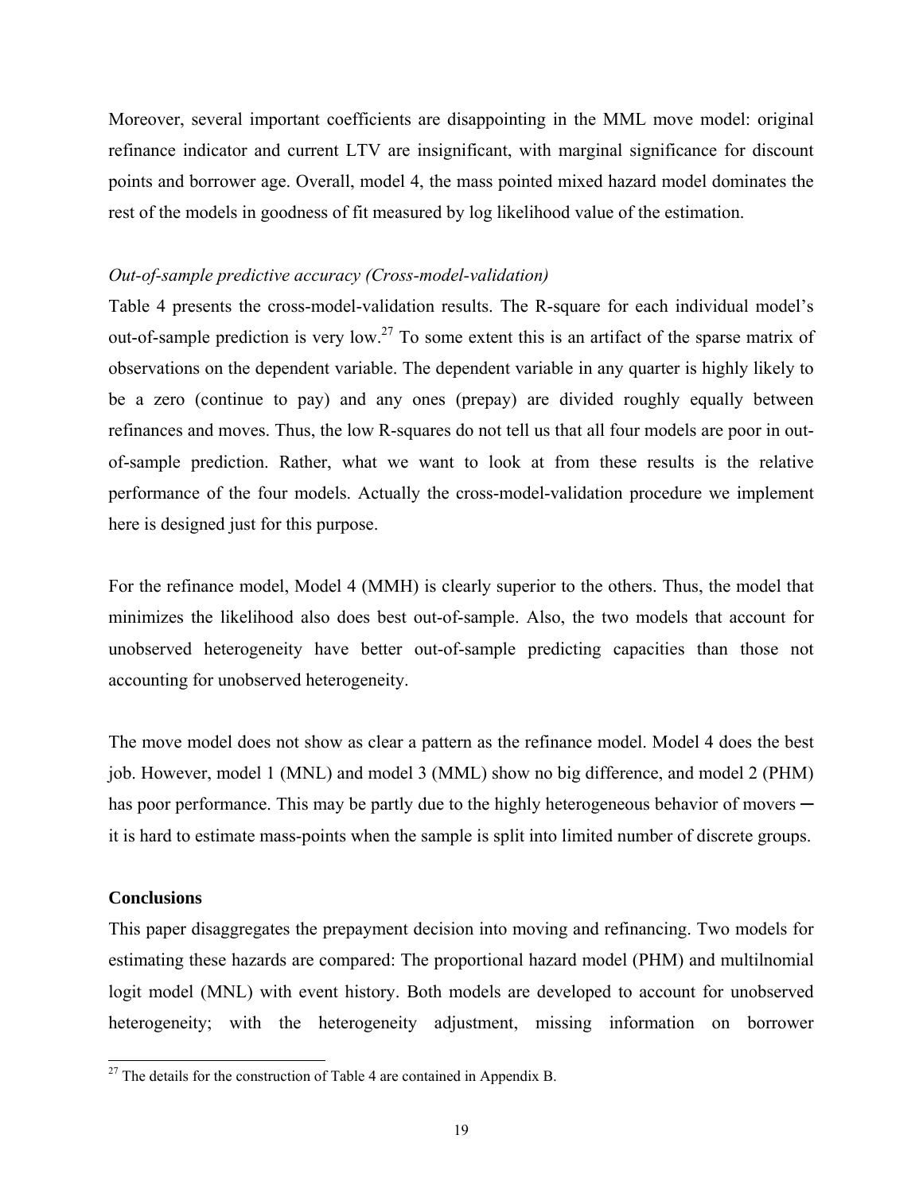Moreover, several important coefficients are disappointing in the MML move model: original refinance indicator and current LTV are insignificant, with marginal significance for discount points and borrower age. Overall, model 4, the mass pointed mixed hazard model dominates the rest of the models in goodness of fit measured by log likelihood value of the estimation.

*Out-of-sample predictive accuracy (Cross-model-validation)*

Table 4 presents the cross-model-validation results. The R-square for each individual model's out-of-sample prediction is very low.[27] To some extent this is an artifact of the sparse matrix of observations on the dependent variable. The dependent variable in any quarter is highly likely to be a zero (continue to pay) and any ones (prepay) are divided roughly equally between refinances and moves. Thus, the low R-squares do not tell us that all four models are poor in out-of-sample prediction. Rather, what we want to look at from these results is the relative performance of the four models. Actually the cross-model-validation procedure we implement here is designed just for this purpose.

For the refinance model, Model 4 (MMH) is clearly superior to the others. Thus, the model that minimizes the likelihood also does best out-of-sample. Also, the two models that account for unobserved heterogeneity have better out-of-sample predicting capacities than those not accounting for unobserved heterogeneity.

The move model does not show as clear a pattern as the refinance model. Model 4 does the best job. However, model 1 (MNL) and model 3 (MML) show no big difference, and model 2 (PHM) has poor performance. This may be partly due to the highly heterogeneous behavior of movers ─ it is hard to estimate mass-points when the sample is split into limited number of discrete groups.

## Conclusions

This paper disaggregates the prepayment decision into moving and refinancing. Two models for estimating these hazards are compared: The proportional hazard model (PHM) and multilnomial logit model (MNL) with event history. Both models are developed to account for unobserved heterogeneity; with the heterogeneity adjustment, missing information on borrower

[27] The details for the construction of Table 4 are contained in Appendix B.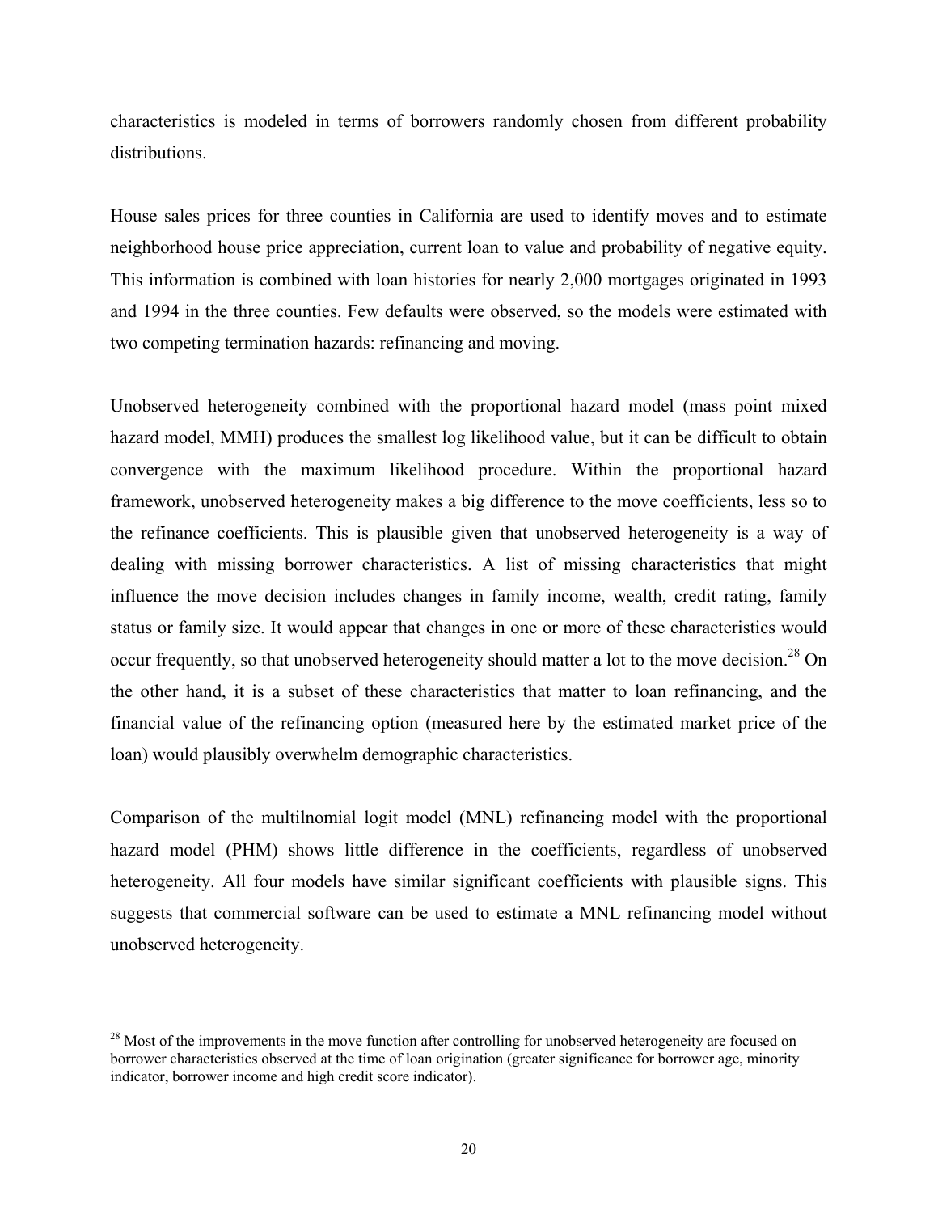characteristics is modeled in terms of borrowers randomly chosen from different probability distributions.

House sales prices for three counties in California are used to identify moves and to estimate neighborhood house price appreciation, current loan to value and probability of negative equity. This information is combined with loan histories for nearly 2,000 mortgages originated in 1993 and 1994 in the three counties. Few defaults were observed, so the models were estimated with two competing termination hazards: refinancing and moving.

Unobserved heterogeneity combined with the proportional hazard model (mass point mixed hazard model, MMH) produces the smallest log likelihood value, but it can be difficult to obtain convergence with the maximum likelihood procedure. Within the proportional hazard framework, unobserved heterogeneity makes a big difference to the move coefficients, less so to the refinance coefficients. This is plausible given that unobserved heterogeneity is a way of dealing with missing borrower characteristics. A list of missing characteristics that might influence the move decision includes changes in family income, wealth, credit rating, family status or family size. It would appear that changes in one or more of these characteristics would occur frequently, so that unobserved heterogeneity should matter a lot to the move decision.[28] On the other hand, it is a subset of these characteristics that matter to loan refinancing, and the financial value of the refinancing option (measured here by the estimated market price of the loan) would plausibly overwhelm demographic characteristics.

Comparison of the multilnomial logit model (MNL) refinancing model with the proportional hazard model (PHM) shows little difference in the coefficients, regardless of unobserved heterogeneity. All four models have similar significant coefficients with plausible signs. This suggests that commercial software can be used to estimate a MNL refinancing model without unobserved heterogeneity.

[28] Most of the improvements in the move function after controlling for unobserved heterogeneity are focused on borrower characteristics observed at the time of loan origination (greater significance for borrower age, minority indicator, borrower income and high credit score indicator).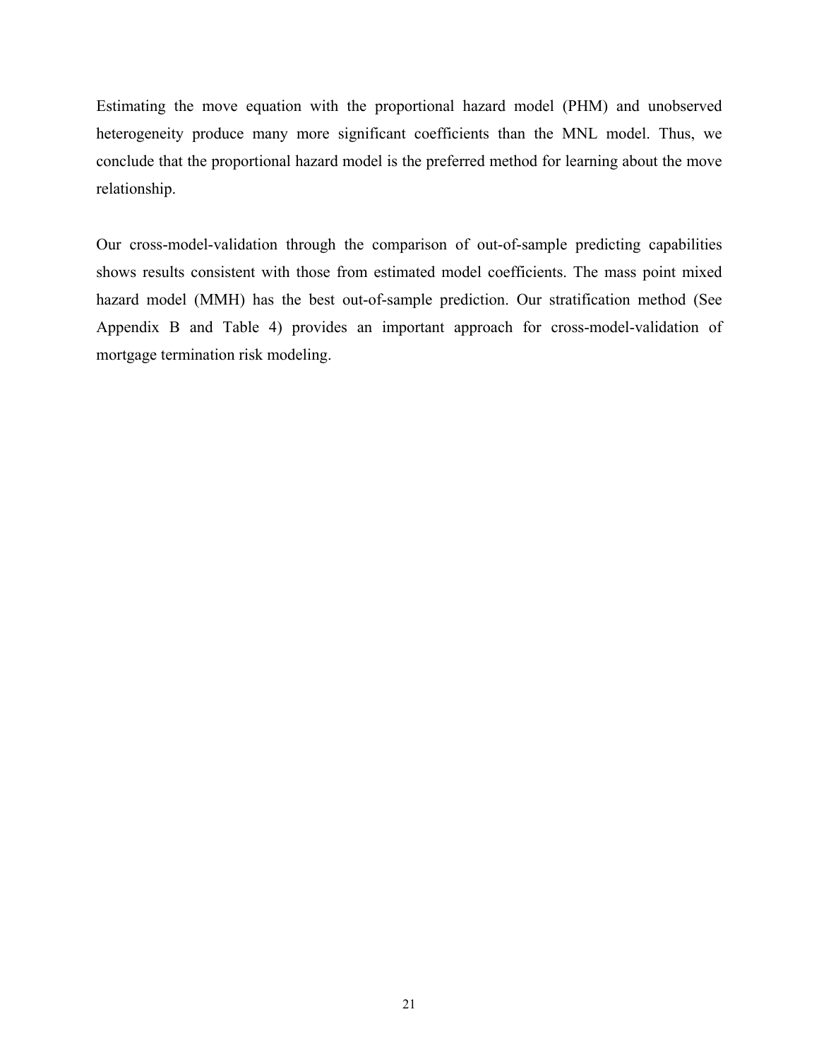Estimating the move equation with the proportional hazard model (PHM) and unobserved heterogeneity produce many more significant coefficients than the MNL model. Thus, we conclude that the proportional hazard model is the preferred method for learning about the move relationship.

Our cross-model-validation through the comparison of out-of-sample predicting capabilities shows results consistent with those from estimated model coefficients. The mass point mixed hazard model (MMH) has the best out-of-sample prediction. Our stratification method (See Appendix B and Table 4) provides an important approach for cross-model-validation of mortgage termination risk modeling.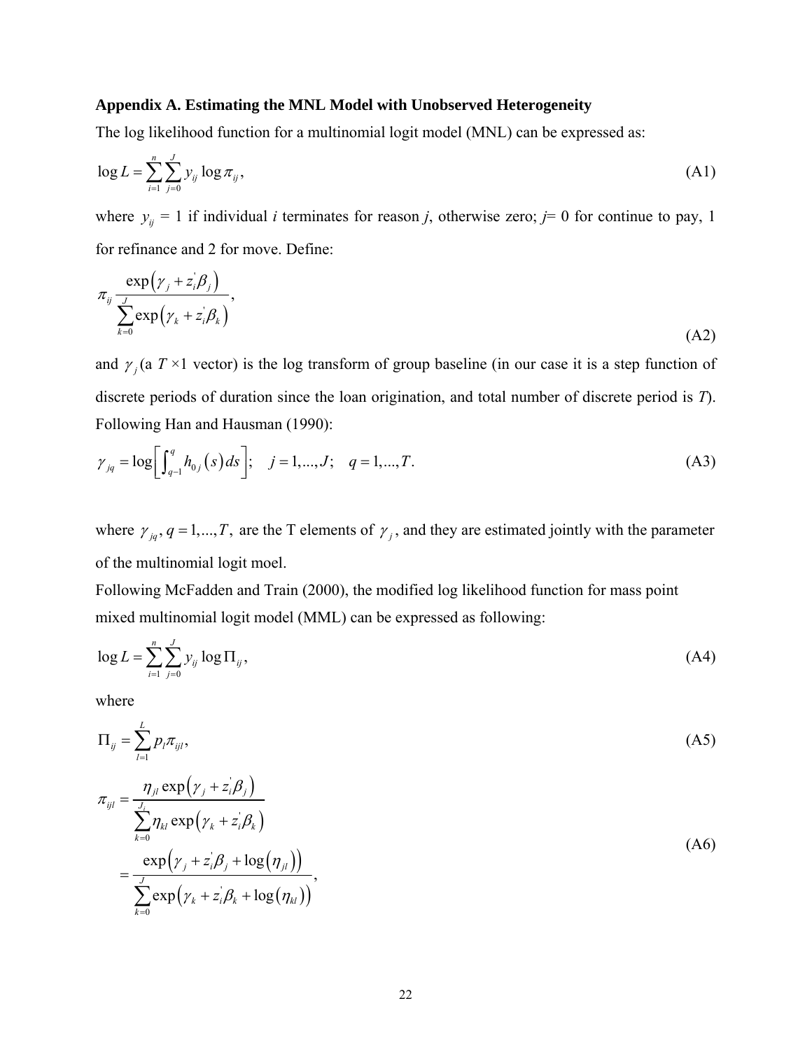**Appendix A. Estimating the MNL Model with Unobserved Heterogeneity**

The log likelihood function for a multinomial logit model (MNL) can be expressed as:

$$\log L = \sum_{i=1}^{n} \sum_{j=0}^{J} y_{ij} \log \pi_{ij}, \tag{A1}$$

where $y_{ij}$ = 1 if individual *i* terminates for reason *j*, otherwise zero; *j*= 0 for continue to pay, 1 for refinance and 2 for move. Define:

$$\pi_{ij} \frac{\exp\left(\gamma_j + z_i^{'}\beta_j\right)}{\sum_{k=0}^{J} \exp\left(\gamma_k + z_i^{'}\beta_k\right)}, \tag{A2}$$

and $\gamma_j$ (a $T \times 1$ vector) is the log transform of group baseline (in our case it is a step function of discrete periods of duration since the loan origination, and total number of discrete period is *T*). Following Han and Hausman (1990):

$$\gamma_{jq} = \log\left[\int_{q-1}^{q} h_{0j}(s)\,ds\right]; \quad j = 1,...,J; \quad q = 1,...,T. \tag{A3}$$

where $\gamma_{jq}, q = 1,...,T,$ are the T elements of $\gamma_j$, and they are estimated jointly with the parameter of the multinomial logit moel.

Following McFadden and Train (2000), the modified log likelihood function for mass point mixed multinomial logit model (MML) can be expressed as following:

$$\log L = \sum_{i=1}^{n} \sum_{j=0}^{J} y_{ij} \log \Pi_{ij}, \tag{A4}$$

where

$$\Pi_{ij} = \sum_{l=1}^{L} p_l \pi_{ijl}, \tag{A5}$$

$$\begin{aligned} \pi_{ijl} &= \frac{\eta_{jl} \exp\left(\gamma_j + z_i^{'}\beta_j\right)}{\sum_{k=0}^{J_i} \eta_{kl} \exp\left(\gamma_k + z_i^{'}\beta_k\right)} \\ &= \frac{\exp\left(\gamma_j + z_i^{'}\beta_j + \log\left(\eta_{jl}\right)\right)}{\sum_{k=0}^{J} \exp\left(\gamma_k + z_i^{'}\beta_k + \log\left(\eta_{kl}\right)\right)}, \end{aligned} \tag{A6}$$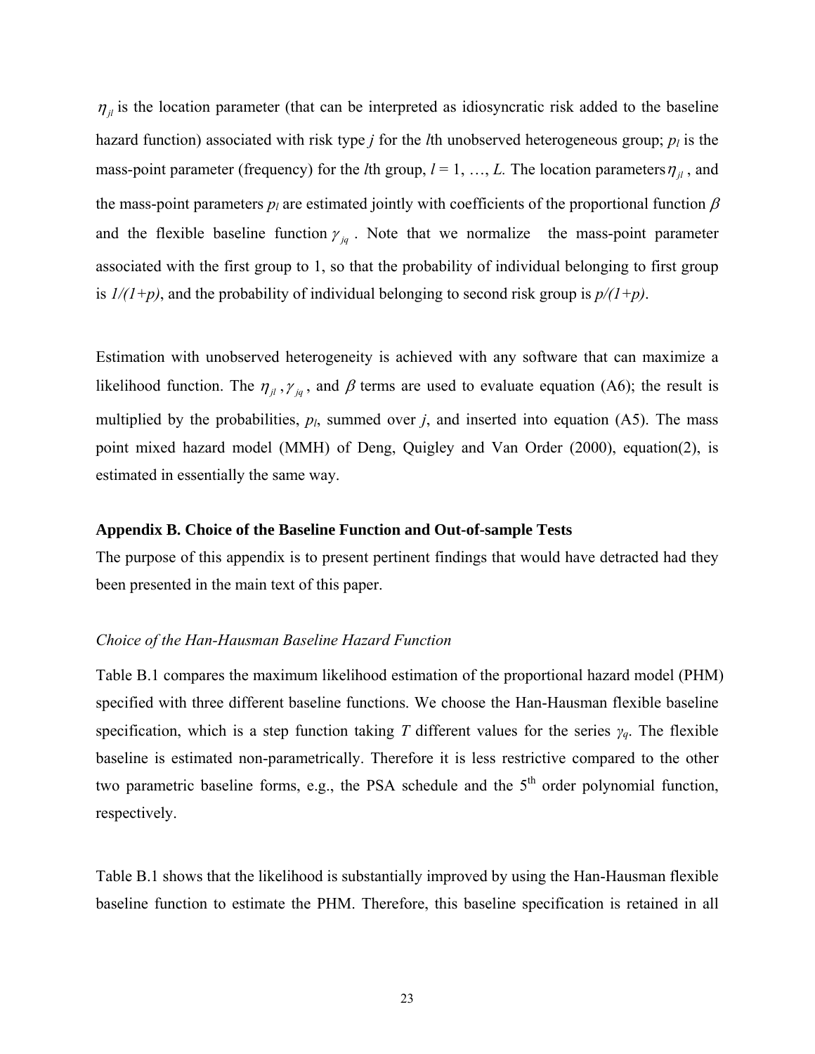$\eta_{jl}$ is the location parameter (that can be interpreted as idiosyncratic risk added to the baseline hazard function) associated with risk type $j$ for the $l$th unobserved heterogeneous group; $p_l$ is the mass-point parameter (frequency) for the $l$th group, $l = 1, \ldots, L$. The location parameters $\eta_{jl}$, and the mass-point parameters $p_l$ are estimated jointly with coefficients of the proportional function $\beta$ and the flexible baseline function $\gamma_{jq}$. Note that we normalize the mass-point parameter associated with the first group to 1, so that the probability of individual belonging to first group is *1/(1+p)*, and the probability of individual belonging to second risk group is *p/(1+p)*.

Estimation with unobserved heterogeneity is achieved with any software that can maximize a likelihood function. The $\eta_{jl}$, $\gamma_{jq}$, and $\beta$ terms are used to evaluate equation (A6); the result is multiplied by the probabilities, $p_l$, summed over $j$, and inserted into equation (A5). The mass point mixed hazard model (MMH) of Deng, Quigley and Van Order (2000), equation(2), is estimated in essentially the same way.

### Appendix B. Choice of the Baseline Function and Out-of-sample Tests

The purpose of this appendix is to present pertinent findings that would have detracted had they been presented in the main text of this paper.

*Choice of the Han-Hausman Baseline Hazard Function*

Table B.1 compares the maximum likelihood estimation of the proportional hazard model (PHM) specified with three different baseline functions. We choose the Han-Hausman flexible baseline specification, which is a step function taking $T$ different values for the series $\gamma_q$. The flexible baseline is estimated non-parametrically. Therefore it is less restrictive compared to the other two parametric baseline forms, e.g., the PSA schedule and the 5th order polynomial function, respectively.

Table B.1 shows that the likelihood is substantially improved by using the Han-Hausman flexible baseline function to estimate the PHM. Therefore, this baseline specification is retained in all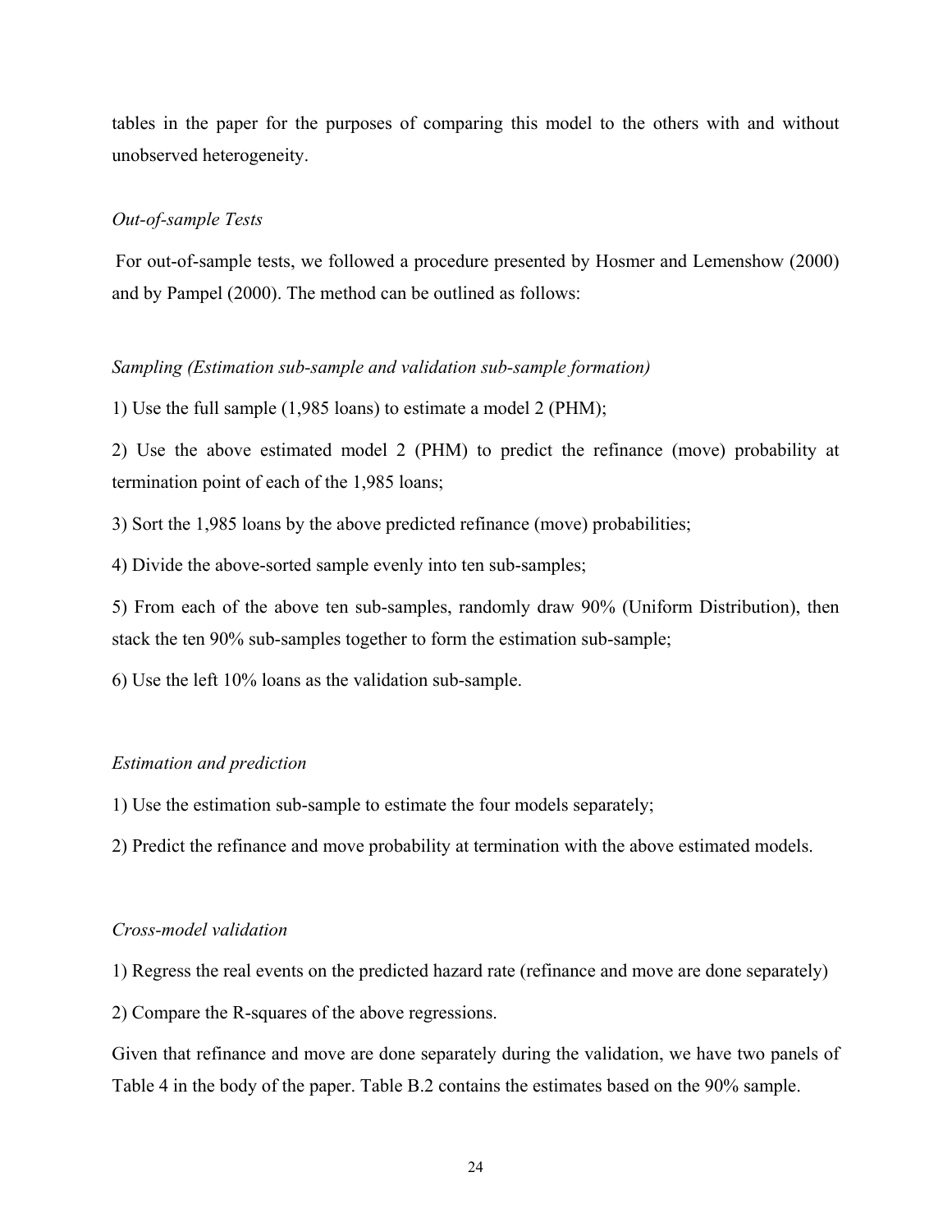tables in the paper for the purposes of comparing this model to the others with and without unobserved heterogeneity.

*Out-of-sample Tests*

For out-of-sample tests, we followed a procedure presented by Hosmer and Lemenshow (2000) and by Pampel (2000). The method can be outlined as follows:

*Sampling (Estimation sub-sample and validation sub-sample formation)*

1) Use the full sample (1,985 loans) to estimate a model 2 (PHM);

2) Use the above estimated model 2 (PHM) to predict the refinance (move) probability at termination point of each of the 1,985 loans;

3) Sort the 1,985 loans by the above predicted refinance (move) probabilities;

4) Divide the above-sorted sample evenly into ten sub-samples;

5) From each of the above ten sub-samples, randomly draw 90% (Uniform Distribution), then stack the ten 90% sub-samples together to form the estimation sub-sample;

6) Use the left 10% loans as the validation sub-sample.

*Estimation and prediction*

1) Use the estimation sub-sample to estimate the four models separately;

2) Predict the refinance and move probability at termination with the above estimated models.

*Cross-model validation*

1) Regress the real events on the predicted hazard rate (refinance and move are done separately)

2) Compare the R-squares of the above regressions.

Given that refinance and move are done separately during the validation, we have two panels of Table 4 in the body of the paper. Table B.2 contains the estimates based on the 90% sample.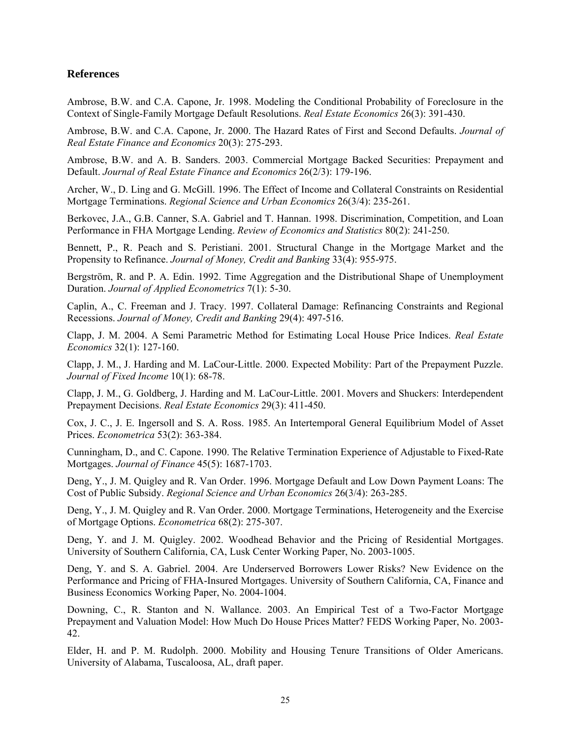## References

Ambrose, B.W. and C.A. Capone, Jr. 1998. Modeling the Conditional Probability of Foreclosure in the Context of Single-Family Mortgage Default Resolutions. *Real Estate Economics* 26(3): 391-430.

Ambrose, B.W. and C.A. Capone, Jr. 2000. The Hazard Rates of First and Second Defaults. *Journal of Real Estate Finance and Economics* 20(3): 275-293.

Ambrose, B.W. and A. B. Sanders. 2003. Commercial Mortgage Backed Securities: Prepayment and Default. *Journal of Real Estate Finance and Economics* 26(2/3): 179-196.

Archer, W., D. Ling and G. McGill. 1996. The Effect of Income and Collateral Constraints on Residential Mortgage Terminations. *Regional Science and Urban Economics* 26(3/4): 235-261.

Berkovec, J.A., G.B. Canner, S.A. Gabriel and T. Hannan. 1998. Discrimination, Competition, and Loan Performance in FHA Mortgage Lending. *Review of Economics and Statistics* 80(2): 241-250.

Bennett, P., R. Peach and S. Peristiani. 2001. Structural Change in the Mortgage Market and the Propensity to Refinance. *Journal of Money, Credit and Banking* 33(4): 955-975.

Bergström, R. and P. A. Edin. 1992. Time Aggregation and the Distributional Shape of Unemployment Duration. *Journal of Applied Econometrics* 7(1): 5-30.

Caplin, A., C. Freeman and J. Tracy. 1997. Collateral Damage: Refinancing Constraints and Regional Recessions. *Journal of Money, Credit and Banking* 29(4): 497-516.

Clapp, J. M. 2004. A Semi Parametric Method for Estimating Local House Price Indices. *Real Estate Economics* 32(1): 127-160.

Clapp, J. M., J. Harding and M. LaCour-Little. 2000. Expected Mobility: Part of the Prepayment Puzzle. *Journal of Fixed Income* 10(1): 68-78.

Clapp, J. M., G. Goldberg, J. Harding and M. LaCour-Little. 2001. Movers and Shuckers: Interdependent Prepayment Decisions. *Real Estate Economics* 29(3): 411-450.

Cox, J. C., J. E. Ingersoll and S. A. Ross. 1985. An Intertemporal General Equilibrium Model of Asset Prices. *Econometrica* 53(2): 363-384.

Cunningham, D., and C. Capone. 1990. The Relative Termination Experience of Adjustable to Fixed-Rate Mortgages. *Journal of Finance* 45(5): 1687-1703.

Deng, Y., J. M. Quigley and R. Van Order. 1996. Mortgage Default and Low Down Payment Loans: The Cost of Public Subsidy. *Regional Science and Urban Economics* 26(3/4): 263-285.

Deng, Y., J. M. Quigley and R. Van Order. 2000. Mortgage Terminations, Heterogeneity and the Exercise of Mortgage Options. *Econometrica* 68(2): 275-307.

Deng, Y. and J. M. Quigley. 2002. Woodhead Behavior and the Pricing of Residential Mortgages. University of Southern California, CA, Lusk Center Working Paper, No. 2003-1005.

Deng, Y. and S. A. Gabriel. 2004. Are Underserved Borrowers Lower Risks? New Evidence on the Performance and Pricing of FHA-Insured Mortgages. University of Southern California, CA, Finance and Business Economics Working Paper, No. 2004-1004.

Downing, C., R. Stanton and N. Wallance. 2003. An Empirical Test of a Two-Factor Mortgage Prepayment and Valuation Model: How Much Do House Prices Matter? FEDS Working Paper, No. 2003-42.

Elder, H. and P. M. Rudolph. 2000. Mobility and Housing Tenure Transitions of Older Americans. University of Alabama, Tuscaloosa, AL, draft paper.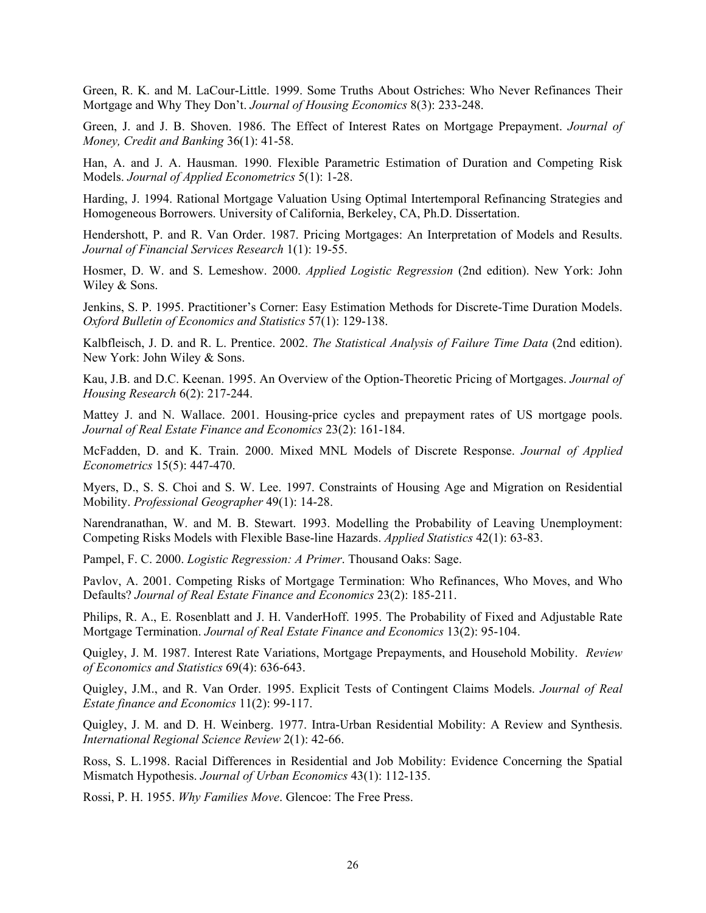Green, R. K. and M. LaCour-Little. 1999. Some Truths About Ostriches: Who Never Refinances Their Mortgage and Why They Don't. *Journal of Housing Economics* 8(3): 233-248.

Green, J. and J. B. Shoven. 1986. The Effect of Interest Rates on Mortgage Prepayment. *Journal of Money, Credit and Banking* 36(1): 41-58.

Han, A. and J. A. Hausman. 1990. Flexible Parametric Estimation of Duration and Competing Risk Models. *Journal of Applied Econometrics* 5(1): 1-28.

Harding, J. 1994. Rational Mortgage Valuation Using Optimal Intertemporal Refinancing Strategies and Homogeneous Borrowers. University of California, Berkeley, CA, Ph.D. Dissertation.

Hendershott, P. and R. Van Order. 1987. Pricing Mortgages: An Interpretation of Models and Results. *Journal of Financial Services Research* 1(1): 19-55.

Hosmer, D. W. and S. Lemeshow. 2000. *Applied Logistic Regression* (2nd edition). New York: John Wiley & Sons.

Jenkins, S. P. 1995. Practitioner's Corner: Easy Estimation Methods for Discrete-Time Duration Models. *Oxford Bulletin of Economics and Statistics* 57(1): 129-138.

Kalbfleisch, J. D. and R. L. Prentice. 2002. *The Statistical Analysis of Failure Time Data* (2nd edition). New York: John Wiley & Sons.

Kau, J.B. and D.C. Keenan. 1995. An Overview of the Option-Theoretic Pricing of Mortgages. *Journal of Housing Research* 6(2): 217-244.

Mattey J. and N. Wallace. 2001. Housing-price cycles and prepayment rates of US mortgage pools. *Journal of Real Estate Finance and Economics* 23(2): 161-184.

McFadden, D. and K. Train. 2000. Mixed MNL Models of Discrete Response. *Journal of Applied Econometrics* 15(5): 447-470.

Myers, D., S. S. Choi and S. W. Lee. 1997. Constraints of Housing Age and Migration on Residential Mobility. *Professional Geographer* 49(1): 14-28.

Narendranathan, W. and M. B. Stewart. 1993. Modelling the Probability of Leaving Unemployment: Competing Risks Models with Flexible Base-line Hazards. *Applied Statistics* 42(1): 63-83.

Pampel, F. C. 2000. *Logistic Regression: A Primer*. Thousand Oaks: Sage.

Pavlov, A. 2001. Competing Risks of Mortgage Termination: Who Refinances, Who Moves, and Who Defaults? *Journal of Real Estate Finance and Economics* 23(2): 185-211.

Philips, R. A., E. Rosenblatt and J. H. VanderHoff. 1995. The Probability of Fixed and Adjustable Rate Mortgage Termination. *Journal of Real Estate Finance and Economics* 13(2): 95-104.

Quigley, J. M. 1987. Interest Rate Variations, Mortgage Prepayments, and Household Mobility. *Review of Economics and Statistics* 69(4): 636-643.

Quigley, J.M., and R. Van Order. 1995. Explicit Tests of Contingent Claims Models. *Journal of Real Estate finance and Economics* 11(2): 99-117.

Quigley, J. M. and D. H. Weinberg. 1977. Intra-Urban Residential Mobility: A Review and Synthesis. *International Regional Science Review* 2(1): 42-66.

Ross, S. L.1998. Racial Differences in Residential and Job Mobility: Evidence Concerning the Spatial Mismatch Hypothesis. *Journal of Urban Economics* 43(1): 112-135.

Rossi, P. H. 1955. *Why Families Move*. Glencoe: The Free Press.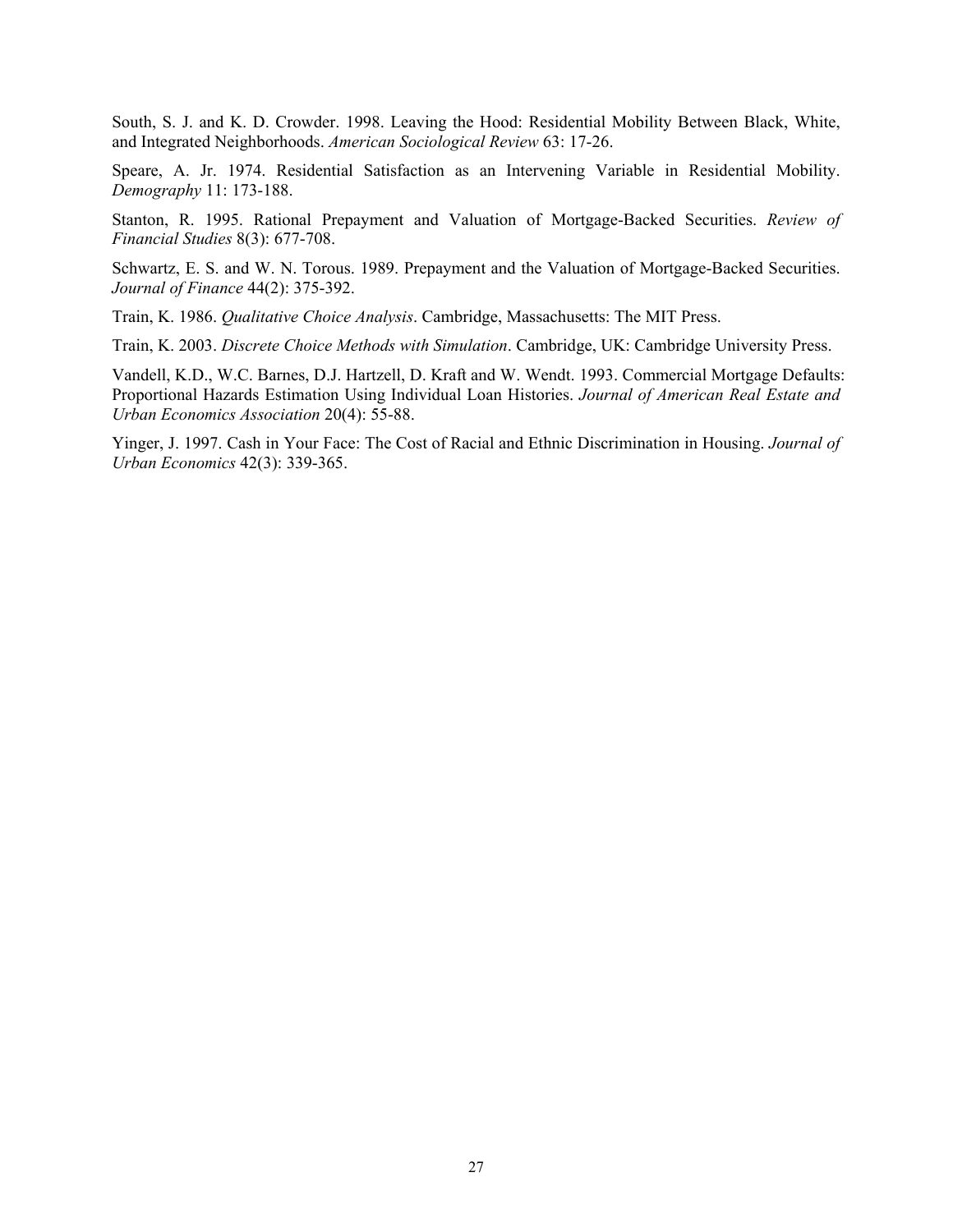South, S. J. and K. D. Crowder. 1998. Leaving the Hood: Residential Mobility Between Black, White, and Integrated Neighborhoods. *American Sociological Review* 63: 17-26.

Speare, A. Jr. 1974. Residential Satisfaction as an Intervening Variable in Residential Mobility. *Demography* 11: 173-188.

Stanton, R. 1995. Rational Prepayment and Valuation of Mortgage-Backed Securities. *Review of Financial Studies* 8(3): 677-708.

Schwartz, E. S. and W. N. Torous. 1989. Prepayment and the Valuation of Mortgage-Backed Securities. *Journal of Finance* 44(2): 375-392.

Train, K. 1986. *Qualitative Choice Analysis*. Cambridge, Massachusetts: The MIT Press.

Train, K. 2003. *Discrete Choice Methods with Simulation*. Cambridge, UK: Cambridge University Press.

Vandell, K.D., W.C. Barnes, D.J. Hartzell, D. Kraft and W. Wendt. 1993. Commercial Mortgage Defaults: Proportional Hazards Estimation Using Individual Loan Histories. *Journal of American Real Estate and Urban Economics Association* 20(4): 55-88.

Yinger, J. 1997. Cash in Your Face: The Cost of Racial and Ethnic Discrimination in Housing. *Journal of Urban Economics* 42(3): 339-365.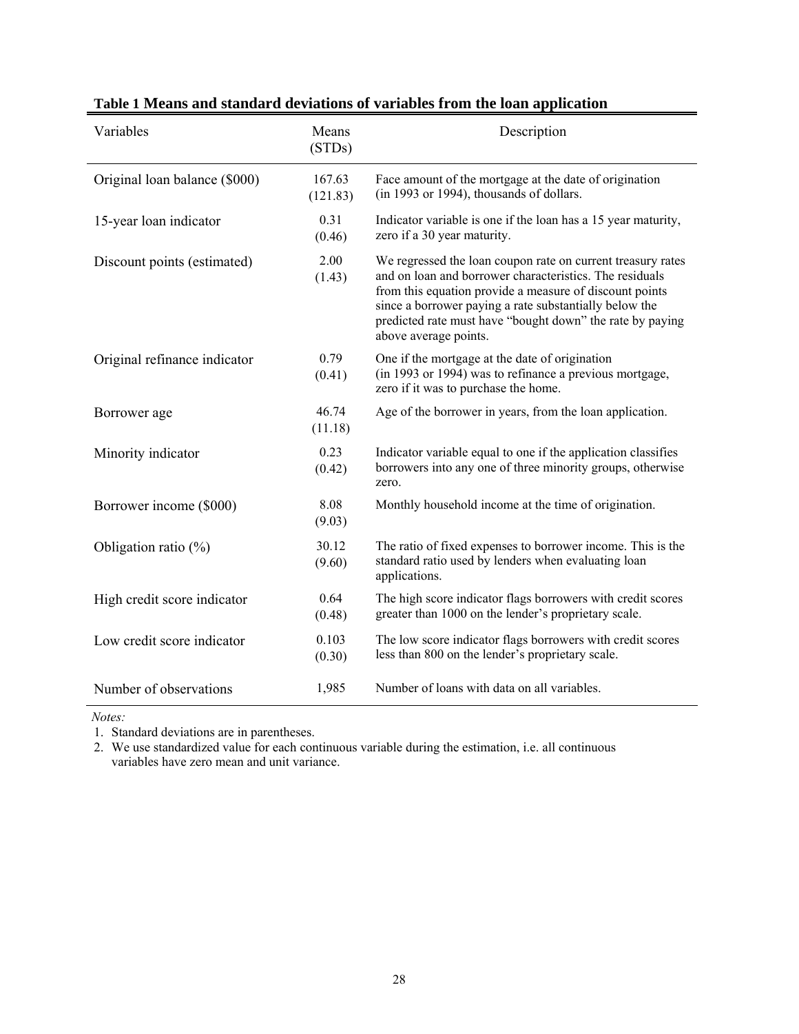**Table 1 Means and standard deviations of variables from the loan application**

| Variables | Means (STDs) | Description |
|---|---|---|
| Original loan balance ($000) | 167.63 (121.83) | Face amount of the mortgage at the date of origination (in 1993 or 1994), thousands of dollars. |
| 15-year loan indicator | 0.31 (0.46) | Indicator variable is one if the loan has a 15 year maturity, zero if a 30 year maturity. |
| Discount points (estimated) | 2.00 (1.43) | We regressed the loan coupon rate on current treasury rates and on loan and borrower characteristics. The residuals from this equation provide a measure of discount points since a borrower paying a rate substantially below the predicted rate must have "bought down" the rate by paying above average points. |
| Original refinance indicator | 0.79 (0.41) | One if the mortgage at the date of origination (in 1993 or 1994) was to refinance a previous mortgage, zero if it was to purchase the home. |
| Borrower age | 46.74 (11.18) | Age of the borrower in years, from the loan application. |
| Minority indicator | 0.23 (0.42) | Indicator variable equal to one if the application classifies borrowers into any one of three minority groups, otherwise zero. |
| Borrower income ($000) | 8.08 (9.03) | Monthly household income at the time of origination. |
| Obligation ratio (%) | 30.12 (9.60) | The ratio of fixed expenses to borrower income. This is the standard ratio used by lenders when evaluating loan applications. |
| High credit score indicator | 0.64 (0.48) | The high score indicator flags borrowers with credit scores greater than 1000 on the lender's proprietary scale. |
| Low credit score indicator | 0.103 (0.30) | The low score indicator flags borrowers with credit scores less than 800 on the lender's proprietary scale. |
| Number of observations | 1,985 | Number of loans with data on all variables. |

*Notes:*

1. Standard deviations are in parentheses.
2. We use standardized value for each continuous variable during the estimation, i.e. all continuous variables have zero mean and unit variance.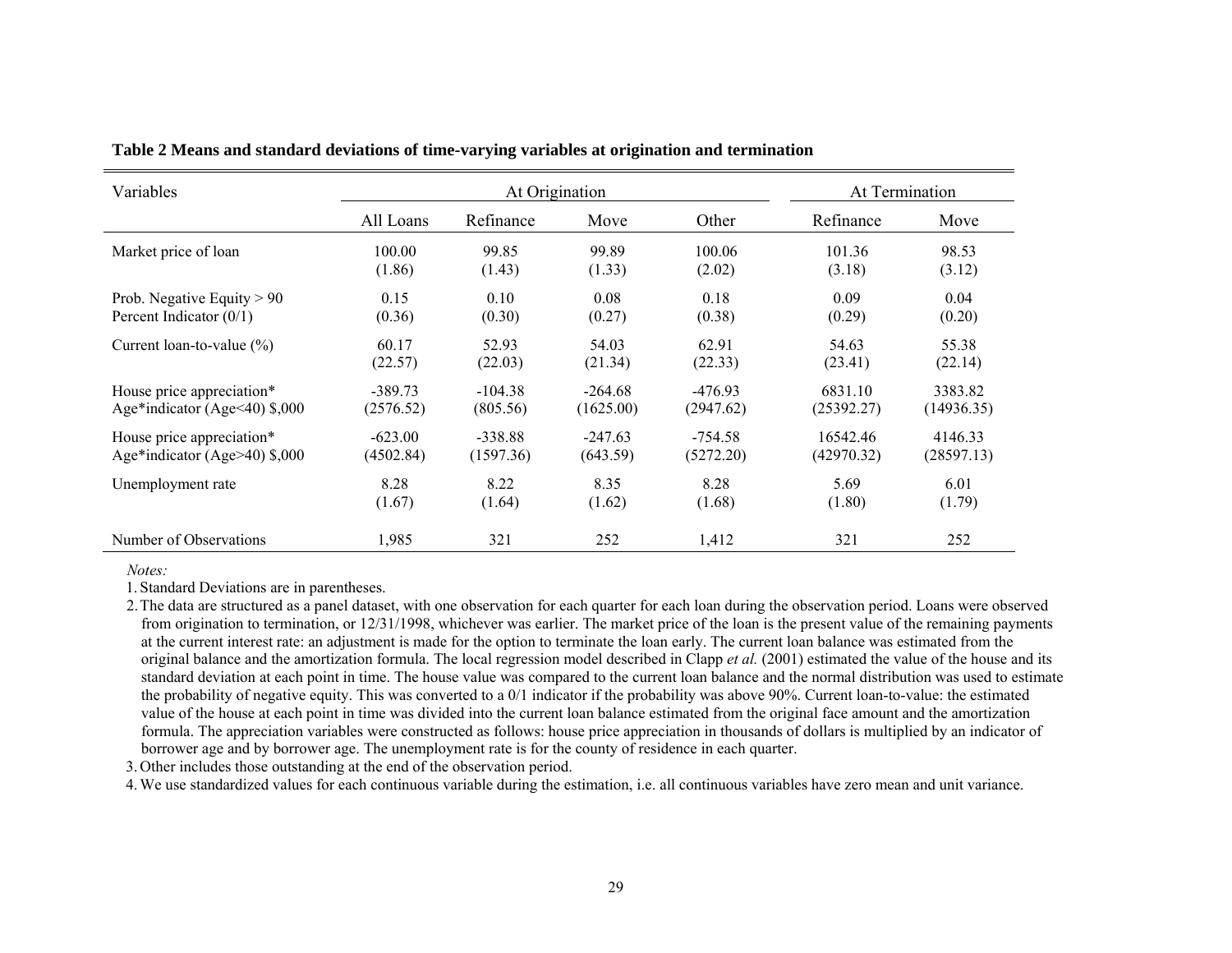**Table 2 Means and standard deviations of time-varying variables at origination and termination**

| Variables | At Origination | | | | At Termination | |
|---|---|---|---|---|---|---|
| | All Loans | Refinance | Move | Other | Refinance | Move |
| Market price of loan | 100.00<br>(1.86) | 99.85<br>(1.43) | 99.89<br>(1.33) | 100.06<br>(2.02) | 101.36<br>(3.18) | 98.53<br>(3.12) |
| Prob. Negative Equity > 90 Percent Indicator (0/1) | 0.15<br>(0.36) | 0.10<br>(0.30) | 0.08<br>(0.27) | 0.18<br>(0.38) | 0.09<br>(0.29) | 0.04<br>(0.20) |
| Current loan-to-value (%) | 60.17<br>(22.57) | 52.93<br>(22.03) | 54.03<br>(21.34) | 62.91<br>(22.33) | 54.63<br>(23.41) | 55.38<br>(22.14) |
| House price appreciation* Age*indicator (Age<40) $,000 | -389.73<br>(2576.52) | -104.38<br>(805.56) | -264.68<br>(1625.00) | -476.93<br>(2947.62) | 6831.10<br>(25392.27) | 3383.82<br>(14936.35) |
| House price appreciation* Age*indicator (Age>40) $,000 | -623.00<br>(4502.84) | -338.88<br>(1597.36) | -247.63<br>(643.59) | -754.58<br>(5272.20) | 16542.46<br>(42970.32) | 4146.33<br>(28597.13) |
| Unemployment rate | 8.28<br>(1.67) | 8.22<br>(1.64) | 8.35<br>(1.62) | 8.28<br>(1.68) | 5.69<br>(1.80) | 6.01<br>(1.79) |
| Number of Observations | 1,985 | 321 | 252 | 1,412 | 321 | 252 |

*Notes:*

1. Standard Deviations are in parentheses.
2. The data are structured as a panel dataset, with one observation for each quarter for each loan during the observation period. Loans were observed from origination to termination, or 12/31/1998, whichever was earlier. The market price of the loan is the present value of the remaining payments at the current interest rate: an adjustment is made for the option to terminate the loan early. The current loan balance was estimated from the original balance and the amortization formula. The local regression model described in Clapp *et al.* (2001) estimated the value of the house and its standard deviation at each point in time. The house value was compared to the current loan balance and the normal distribution was used to estimate the probability of negative equity. This was converted to a 0/1 indicator if the probability was above 90%. Current loan-to-value: the estimated value of the house at each point in time was divided into the current loan balance estimated from the original face amount and the amortization formula. The appreciation variables were constructed as follows: house price appreciation in thousands of dollars is multiplied by an indicator of borrower age and by borrower age. The unemployment rate is for the county of residence in each quarter.
3. Other includes those outstanding at the end of the observation period.
4. We use standardized values for each continuous variable during the estimation, i.e. all continuous variables have zero mean and unit variance.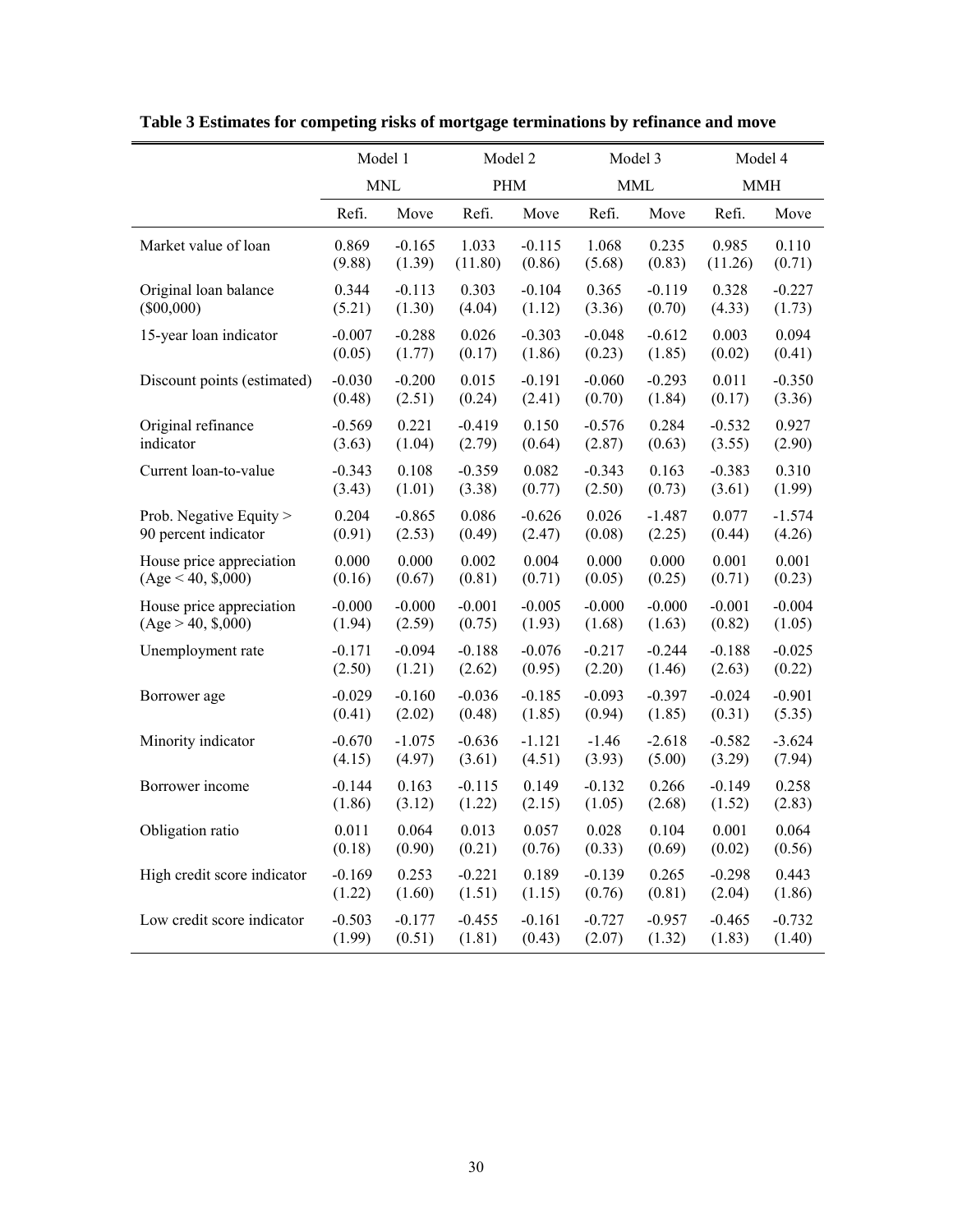**Table 3 Estimates for competing risks of mortgage terminations by refinance and move**

| | Model 1 | | Model 2 | | Model 3 | | Model 4 | |
|---|---|---|---|---|---|---|---|---|
| | MNL | | PHM | | MML | | MMH | |
| | Refi. | Move | Refi. | Move | Refi. | Move | Refi. | Move |
| Market value of loan | 0.869 | -0.165 | 1.033 | -0.115 | 1.068 | 0.235 | 0.985 | 0.110 |
| | (9.88) | (1.39) | (11.80) | (0.86) | (5.68) | (0.83) | (11.26) | (0.71) |
| Original loan balance ($00,000) | 0.344 | -0.113 | 0.303 | -0.104 | 0.365 | -0.119 | 0.328 | -0.227 |
| | (5.21) | (1.30) | (4.04) | (1.12) | (3.36) | (0.70) | (4.33) | (1.73) |
| 15-year loan indicator | -0.007 | -0.288 | 0.026 | -0.303 | -0.048 | -0.612 | 0.003 | 0.094 |
| | (0.05) | (1.77) | (0.17) | (1.86) | (0.23) | (1.85) | (0.02) | (0.41) |
| Discount points (estimated) | -0.030 | -0.200 | 0.015 | -0.191 | -0.060 | -0.293 | 0.011 | -0.350 |
| | (0.48) | (2.51) | (0.24) | (2.41) | (0.70) | (1.84) | (0.17) | (3.36) |
| Original refinance indicator | -0.569 | 0.221 | -0.419 | 0.150 | -0.576 | 0.284 | -0.532 | 0.927 |
| | (3.63) | (1.04) | (2.79) | (0.64) | (2.87) | (0.63) | (3.55) | (2.90) |
| Current loan-to-value | -0.343 | 0.108 | -0.359 | 0.082 | -0.343 | 0.163 | -0.383 | 0.310 |
| | (3.43) | (1.01) | (3.38) | (0.77) | (2.50) | (0.73) | (3.61) | (1.99) |
| Prob. Negative Equity > 90 percent indicator | 0.204 | -0.865 | 0.086 | -0.626 | 0.026 | -1.487 | 0.077 | -1.574 |
| | (0.91) | (2.53) | (0.49) | (2.47) | (0.08) | (2.25) | (0.44) | (4.26) |
| House price appreciation (Age < 40, $,000) | 0.000 | 0.000 | 0.002 | 0.004 | 0.000 | 0.000 | 0.001 | 0.001 |
| | (0.16) | (0.67) | (0.81) | (0.71) | (0.05) | (0.25) | (0.71) | (0.23) |
| House price appreciation (Age > 40, $,000) | -0.000 | -0.000 | -0.001 | -0.005 | -0.000 | -0.000 | -0.001 | -0.004 |
| | (1.94) | (2.59) | (0.75) | (1.93) | (1.68) | (1.63) | (0.82) | (1.05) |
| Unemployment rate | -0.171 | -0.094 | -0.188 | -0.076 | -0.217 | -0.244 | -0.188 | -0.025 |
| | (2.50) | (1.21) | (2.62) | (0.95) | (2.20) | (1.46) | (2.63) | (0.22) |
| Borrower age | -0.029 | -0.160 | -0.036 | -0.185 | -0.093 | -0.397 | -0.024 | -0.901 |
| | (0.41) | (2.02) | (0.48) | (1.85) | (0.94) | (1.85) | (0.31) | (5.35) |
| Minority indicator | -0.670 | -1.075 | -0.636 | -1.121 | -1.46 | -2.618 | -0.582 | -3.624 |
| | (4.15) | (4.97) | (3.61) | (4.51) | (3.93) | (5.00) | (3.29) | (7.94) |
| Borrower income | -0.144 | 0.163 | -0.115 | 0.149 | -0.132 | 0.266 | -0.149 | 0.258 |
| | (1.86) | (3.12) | (1.22) | (2.15) | (1.05) | (2.68) | (1.52) | (2.83) |
| Obligation ratio | 0.011 | 0.064 | 0.013 | 0.057 | 0.028 | 0.104 | 0.001 | 0.064 |
| | (0.18) | (0.90) | (0.21) | (0.76) | (0.33) | (0.69) | (0.02) | (0.56) |
| High credit score indicator | -0.169 | 0.253 | -0.221 | 0.189 | -0.139 | 0.265 | -0.298 | 0.443 |
| | (1.22) | (1.60) | (1.51) | (1.15) | (0.76) | (0.81) | (2.04) | (1.86) |
| Low credit score indicator | -0.503 | -0.177 | -0.455 | -0.161 | -0.727 | -0.957 | -0.465 | -0.732 |
| | (1.99) | (0.51) | (1.81) | (0.43) | (2.07) | (1.32) | (1.83) | (1.40) |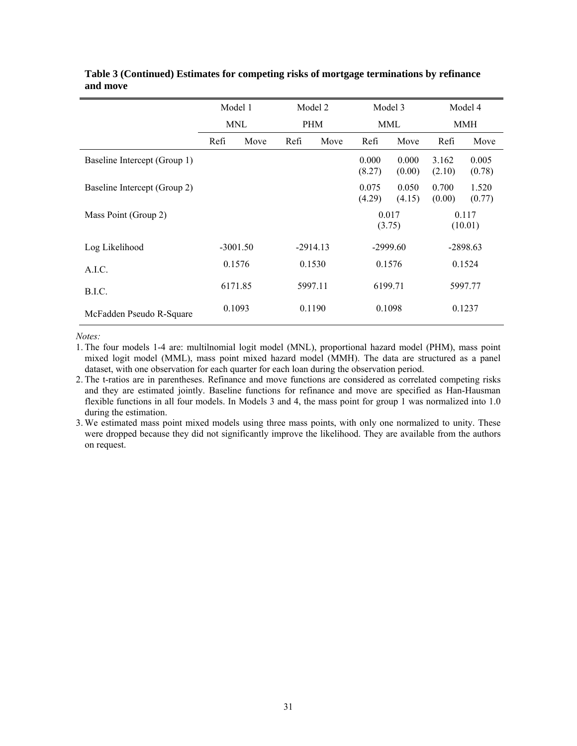**Table 3 (Continued) Estimates for competing risks of mortgage terminations by refinance and move**

| | Model 1 | | Model 2 | | Model 3 | | Model 4 | |
|---|---|---|---|---|---|---|---|---|
| | MNL | | PHM | | MML | | MMH | |
| | Refi | Move | Refi | Move | Refi | Move | Refi | Move |
| Baseline Intercept (Group 1) | | | | | 0.000 (8.27) | 0.000 (0.00) | 3.162 (2.10) | 0.005 (0.78) |
| Baseline Intercept (Group 2) | | | | | 0.075 (4.29) | 0.050 (4.15) | 0.700 (0.00) | 1.520 (0.77) |
| Mass Point (Group 2) | | | | | 0.017 (3.75) | | 0.117 (10.01) | |
| Log Likelihood | -3001.50 | | -2914.13 | | -2999.60 | | -2898.63 | |
| A.I.C. | 0.1576 | | 0.1530 | | 0.1576 | | 0.1524 | |
| B.I.C. | 6171.85 | | 5997.11 | | 6199.71 | | 5997.77 | |
| McFadden Pseudo R-Square | 0.1093 | | 0.1190 | | 0.1098 | | 0.1237 | |

*Notes:*

1. The four models 1-4 are: multilnomial logit model (MNL), proportional hazard model (PHM), mass point mixed logit model (MML), mass point mixed hazard model (MMH). The data are structured as a panel dataset, with one observation for each quarter for each loan during the observation period.
2. The t-ratios are in parentheses. Refinance and move functions are considered as correlated competing risks and they are estimated jointly. Baseline functions for refinance and move are specified as Han-Hausman flexible functions in all four models. In Models 3 and 4, the mass point for group 1 was normalized into 1.0 during the estimation.
3. We estimated mass point mixed models using three mass points, with only one normalized to unity. These were dropped because they did not significantly improve the likelihood. They are available from the authors on request.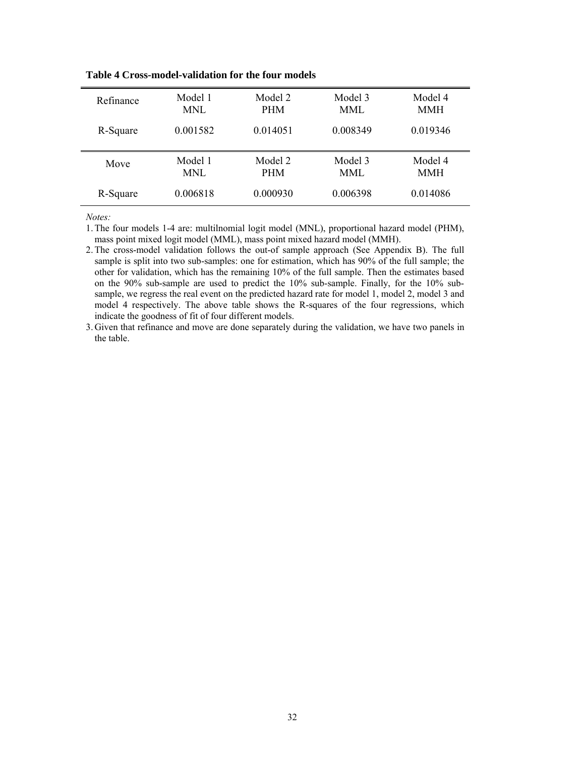**Table 4 Cross-model-validation for the four models**

| Refinance | Model 1 MNL | Model 2 PHM | Model 3 MML | Model 4 MMH |
|---|---|---|---|---|
| R-Square | 0.001582 | 0.014051 | 0.008349 | 0.019346 |

| Move | Model 1 MNL | Model 2 PHM | Model 3 MML | Model 4 MMH |
|---|---|---|---|---|
| R-Square | 0.006818 | 0.000930 | 0.006398 | 0.014086 |

*Notes:*

1. The four models 1-4 are: multilnomial logit model (MNL), proportional hazard model (PHM), mass point mixed logit model (MML), mass point mixed hazard model (MMH).
2. The cross-model validation follows the out-of sample approach (See Appendix B). The full sample is split into two sub-samples: one for estimation, which has 90% of the full sample; the other for validation, which has the remaining 10% of the full sample. Then the estimates based on the 90% sub-sample are used to predict the 10% sub-sample. Finally, for the 10% sub-sample, we regress the real event on the predicted hazard rate for model 1, model 2, model 3 and model 4 respectively. The above table shows the R-squares of the four regressions, which indicate the goodness of fit of four different models.
3. Given that refinance and move are done separately during the validation, we have two panels in the table.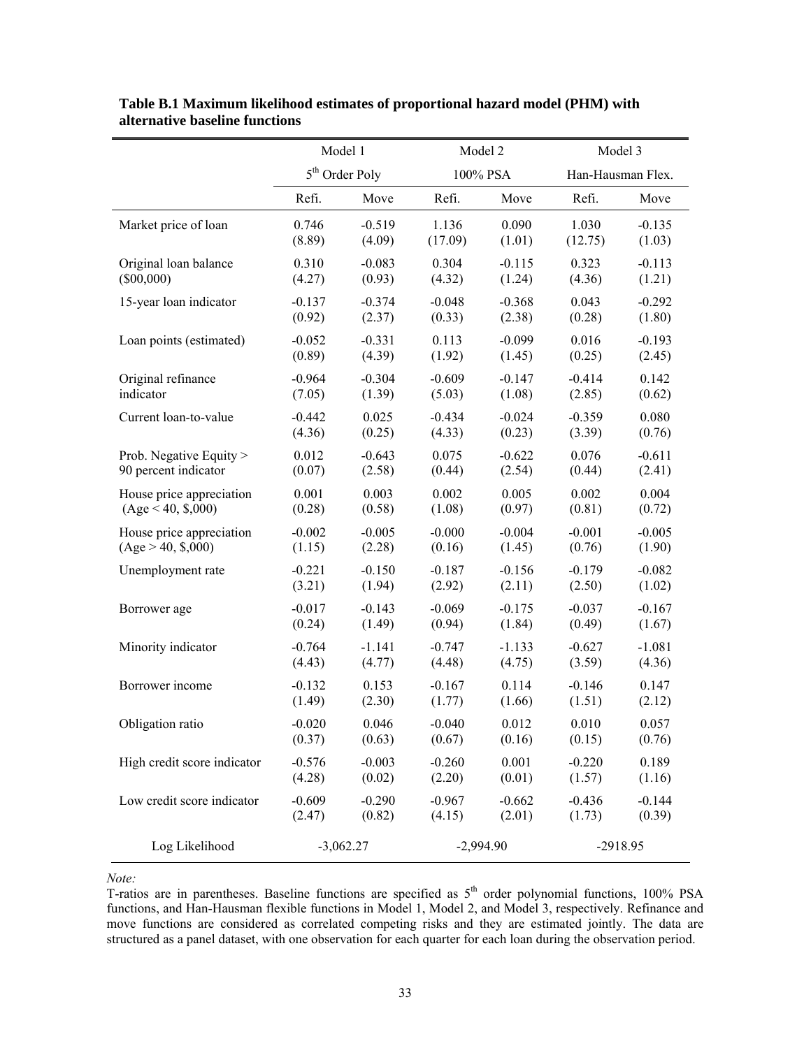**Table B.1 Maximum likelihood estimates of proportional hazard model (PHM) with alternative baseline functions**

| | Model 1 | | Model 2 | | Model 3 | |
|---|---|---|---|---|---|---|
| | 5th Order Poly | | 100% PSA | | Han-Hausman Flex. | |
| | Refi. | Move | Refi. | Move | Refi. | Move |
| Market price of loan | 0.746 | -0.519 | 1.136 | 0.090 | 1.030 | -0.135 |
| | (8.89) | (4.09) | (17.09) | (1.01) | (12.75) | (1.03) |
| Original loan balance ($00,000) | 0.310 | -0.083 | 0.304 | -0.115 | 0.323 | -0.113 |
| | (4.27) | (0.93) | (4.32) | (1.24) | (4.36) | (1.21) |
| 15-year loan indicator | -0.137 | -0.374 | -0.048 | -0.368 | 0.043 | -0.292 |
| | (0.92) | (2.37) | (0.33) | (2.38) | (0.28) | (1.80) |
| Loan points (estimated) | -0.052 | -0.331 | 0.113 | -0.099 | 0.016 | -0.193 |
| | (0.89) | (4.39) | (1.92) | (1.45) | (0.25) | (2.45) |
| Original refinance indicator | -0.964 | -0.304 | -0.609 | -0.147 | -0.414 | 0.142 |
| | (7.05) | (1.39) | (5.03) | (1.08) | (2.85) | (0.62) |
| Current loan-to-value | -0.442 | 0.025 | -0.434 | -0.024 | -0.359 | 0.080 |
| | (4.36) | (0.25) | (4.33) | (0.23) | (3.39) | (0.76) |
| Prob. Negative Equity > 90 percent indicator | 0.012 | -0.643 | 0.075 | -0.622 | 0.076 | -0.611 |
| | (0.07) | (2.58) | (0.44) | (2.54) | (0.44) | (2.41) |
| House price appreciation (Age < 40, $,000) | 0.001 | 0.003 | 0.002 | 0.005 | 0.002 | 0.004 |
| | (0.28) | (0.58) | (1.08) | (0.97) | (0.81) | (0.72) |
| House price appreciation (Age > 40, $,000) | -0.002 | -0.005 | -0.000 | -0.004 | -0.001 | -0.005 |
| | (1.15) | (2.28) | (0.16) | (1.45) | (0.76) | (1.90) |
| Unemployment rate | -0.221 | -0.150 | -0.187 | -0.156 | -0.179 | -0.082 |
| | (3.21) | (1.94) | (2.92) | (2.11) | (2.50) | (1.02) |
| Borrower age | -0.017 | -0.143 | -0.069 | -0.175 | -0.037 | -0.167 |
| | (0.24) | (1.49) | (0.94) | (1.84) | (0.49) | (1.67) |
| Minority indicator | -0.764 | -1.141 | -0.747 | -1.133 | -0.627 | -1.081 |
| | (4.43) | (4.77) | (4.48) | (4.75) | (3.59) | (4.36) |
| Borrower income | -0.132 | 0.153 | -0.167 | 0.114 | -0.146 | 0.147 |
| | (1.49) | (2.30) | (1.77) | (1.66) | (1.51) | (2.12) |
| Obligation ratio | -0.020 | 0.046 | -0.040 | 0.012 | 0.010 | 0.057 |
| | (0.37) | (0.63) | (0.67) | (0.16) | (0.15) | (0.76) |
| High credit score indicator | -0.576 | -0.003 | -0.260 | 0.001 | -0.220 | 0.189 |
| | (4.28) | (0.02) | (2.20) | (0.01) | (1.57) | (1.16) |
| Low credit score indicator | -0.609 | -0.290 | -0.967 | -0.662 | -0.436 | -0.144 |
| | (2.47) | (0.82) | (4.15) | (2.01) | (1.73) | (0.39) |
| Log Likelihood | -3,062.27 | | -2,994.90 | | -2918.95 | |

*Note:*
T-ratios are in parentheses. Baseline functions are specified as 5th order polynomial functions, 100% PSA functions, and Han-Hausman flexible functions in Model 1, Model 2, and Model 3, respectively. Refinance and move functions are considered as correlated competing risks and they are estimated jointly. The data are structured as a panel dataset, with one observation for each quarter for each loan during the observation period.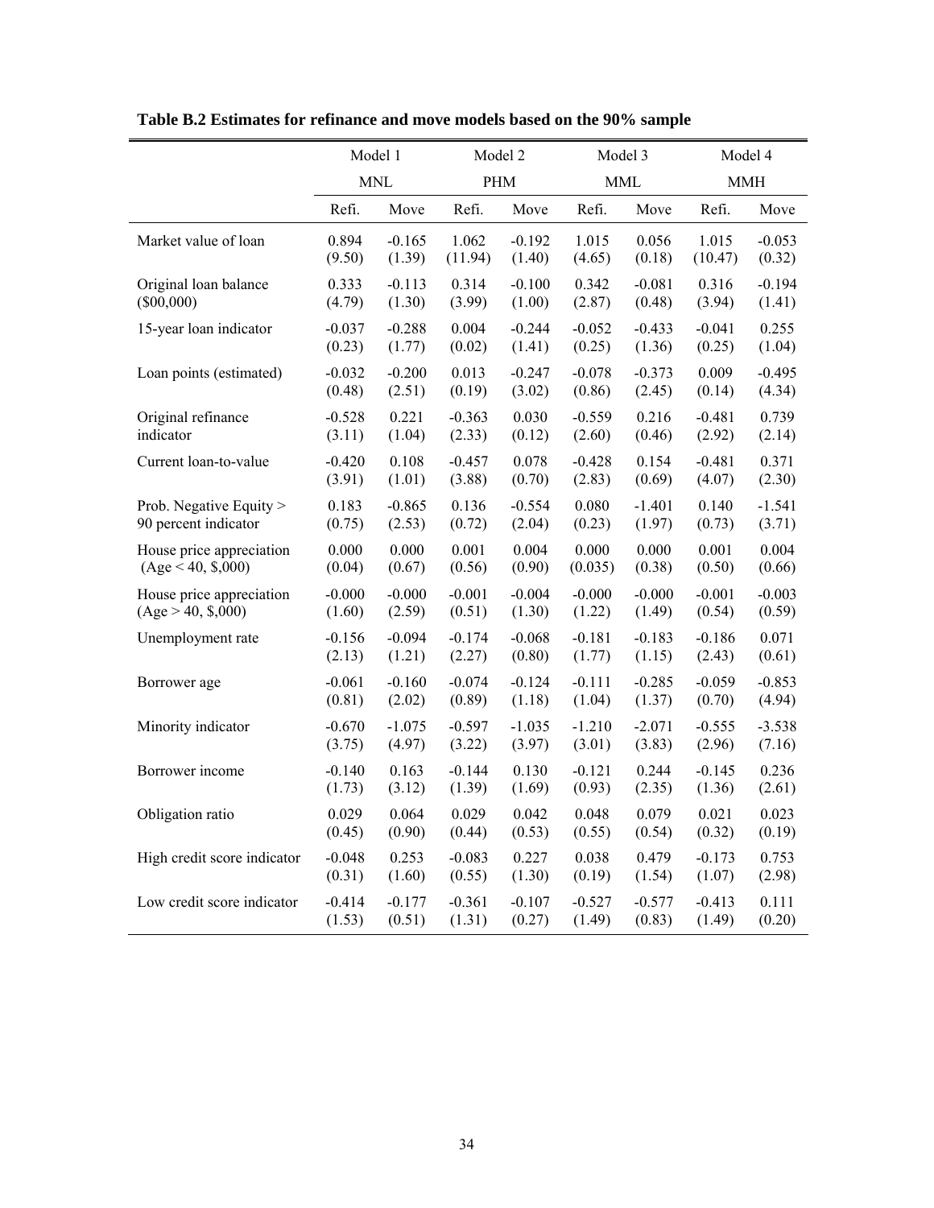**Table B.2 Estimates for refinance and move models based on the 90% sample**

| | Model 1 | | Model 2 | | Model 3 | | Model 4 | |
|---|---|---|---|---|---|---|---|---|
| | MNL | | PHM | | MML | | MMH | |
| | Refi. | Move | Refi. | Move | Refi. | Move | Refi. | Move |
| Market value of loan | 0.894 | -0.165 | 1.062 | -0.192 | 1.015 | 0.056 | 1.015 | -0.053 |
| | (9.50) | (1.39) | (11.94) | (1.40) | (4.65) | (0.18) | (10.47) | (0.32) |
| Original loan balance ($00,000) | 0.333 | -0.113 | 0.314 | -0.100 | 0.342 | -0.081 | 0.316 | -0.194 |
| | (4.79) | (1.30) | (3.99) | (1.00) | (2.87) | (0.48) | (3.94) | (1.41) |
| 15-year loan indicator | -0.037 | -0.288 | 0.004 | -0.244 | -0.052 | -0.433 | -0.041 | 0.255 |
| | (0.23) | (1.77) | (0.02) | (1.41) | (0.25) | (1.36) | (0.25) | (1.04) |
| Loan points (estimated) | -0.032 | -0.200 | 0.013 | -0.247 | -0.078 | -0.373 | 0.009 | -0.495 |
| | (0.48) | (2.51) | (0.19) | (3.02) | (0.86) | (2.45) | (0.14) | (4.34) |
| Original refinance indicator | -0.528 | 0.221 | -0.363 | 0.030 | -0.559 | 0.216 | -0.481 | 0.739 |
| | (3.11) | (1.04) | (2.33) | (0.12) | (2.60) | (0.46) | (2.92) | (2.14) |
| Current loan-to-value | -0.420 | 0.108 | -0.457 | 0.078 | -0.428 | 0.154 | -0.481 | 0.371 |
| | (3.91) | (1.01) | (3.88) | (0.70) | (2.83) | (0.69) | (4.07) | (2.30) |
| Prob. Negative Equity > 90 percent indicator | 0.183 | -0.865 | 0.136 | -0.554 | 0.080 | -1.401 | 0.140 | -1.541 |
| | (0.75) | (2.53) | (0.72) | (2.04) | (0.23) | (1.97) | (0.73) | (3.71) |
| House price appreciation (Age < 40, $,000) | 0.000 | 0.000 | 0.001 | 0.004 | 0.000 | 0.000 | 0.001 | 0.004 |
| | (0.04) | (0.67) | (0.56) | (0.90) | (0.035) | (0.38) | (0.50) | (0.66) |
| House price appreciation (Age > 40, $,000) | -0.000 | -0.000 | -0.001 | -0.004 | -0.000 | -0.000 | -0.001 | -0.003 |
| | (1.60) | (2.59) | (0.51) | (1.30) | (1.22) | (1.49) | (0.54) | (0.59) |
| Unemployment rate | -0.156 | -0.094 | -0.174 | -0.068 | -0.181 | -0.183 | -0.186 | 0.071 |
| | (2.13) | (1.21) | (2.27) | (0.80) | (1.77) | (1.15) | (2.43) | (0.61) |
| Borrower age | -0.061 | -0.160 | -0.074 | -0.124 | -0.111 | -0.285 | -0.059 | -0.853 |
| | (0.81) | (2.02) | (0.89) | (1.18) | (1.04) | (1.37) | (0.70) | (4.94) |
| Minority indicator | -0.670 | -1.075 | -0.597 | -1.035 | -1.210 | -2.071 | -0.555 | -3.538 |
| | (3.75) | (4.97) | (3.22) | (3.97) | (3.01) | (3.83) | (2.96) | (7.16) |
| Borrower income | -0.140 | 0.163 | -0.144 | 0.130 | -0.121 | 0.244 | -0.145 | 0.236 |
| | (1.73) | (3.12) | (1.39) | (1.69) | (0.93) | (2.35) | (1.36) | (2.61) |
| Obligation ratio | 0.029 | 0.064 | 0.029 | 0.042 | 0.048 | 0.079 | 0.021 | 0.023 |
| | (0.45) | (0.90) | (0.44) | (0.53) | (0.55) | (0.54) | (0.32) | (0.19) |
| High credit score indicator | -0.048 | 0.253 | -0.083 | 0.227 | 0.038 | 0.479 | -0.173 | 0.753 |
| | (0.31) | (1.60) | (0.55) | (1.30) | (0.19) | (1.54) | (1.07) | (2.98) |
| Low credit score indicator | -0.414 | -0.177 | -0.361 | -0.107 | -0.527 | -0.577 | -0.413 | 0.111 |
| | (1.53) | (0.51) | (1.31) | (0.27) | (1.49) | (0.83) | (1.49) | (0.20) |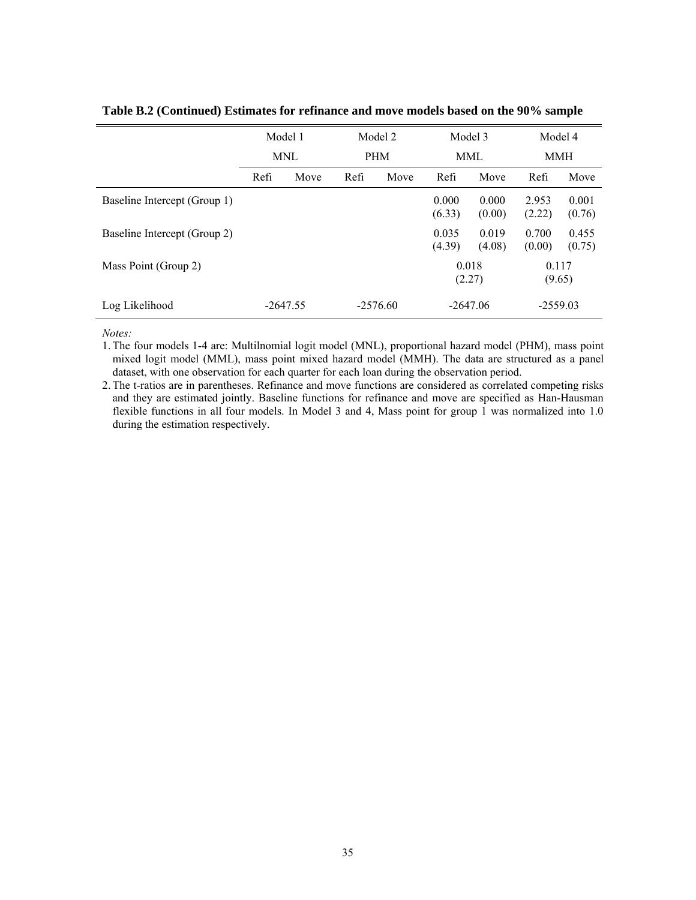**Table B.2 (Continued) Estimates for refinance and move models based on the 90% sample**

| | Model 1 | | Model 2 | | Model 3 | | Model 4 | |
|---|---|---|---|---|---|---|---|---|
| | MNL | | PHM | | MML | | MMH | |
| | Refi | Move | Refi | Move | Refi | Move | Refi | Move |
| Baseline Intercept (Group 1) | | | | | 0.000<br>(6.33) | 0.000<br>(0.00) | 2.953<br>(2.22) | 0.001<br>(0.76) |
| Baseline Intercept (Group 2) | | | | | 0.035<br>(4.39) | 0.019<br>(4.08) | 0.700<br>(0.00) | 0.455<br>(0.75) |
| Mass Point (Group 2) | | | | | 0.018<br>(2.27) | | 0.117<br>(9.65) | |
| Log Likelihood | -2647.55 | | -2576.60 | | -2647.06 | | -2559.03 | |

*Notes:*

1. The four models 1-4 are: Multilnomial logit model (MNL), proportional hazard model (PHM), mass point mixed logit model (MML), mass point mixed hazard model (MMH). The data are structured as a panel dataset, with one observation for each quarter for each loan during the observation period.
2. The t-ratios are in parentheses. Refinance and move functions are considered as correlated competing risks and they are estimated jointly. Baseline functions for refinance and move are specified as Han-Hausman flexible functions in all four models. In Model 3 and 4, Mass point for group 1 was normalized into 1.0 during the estimation respectively.